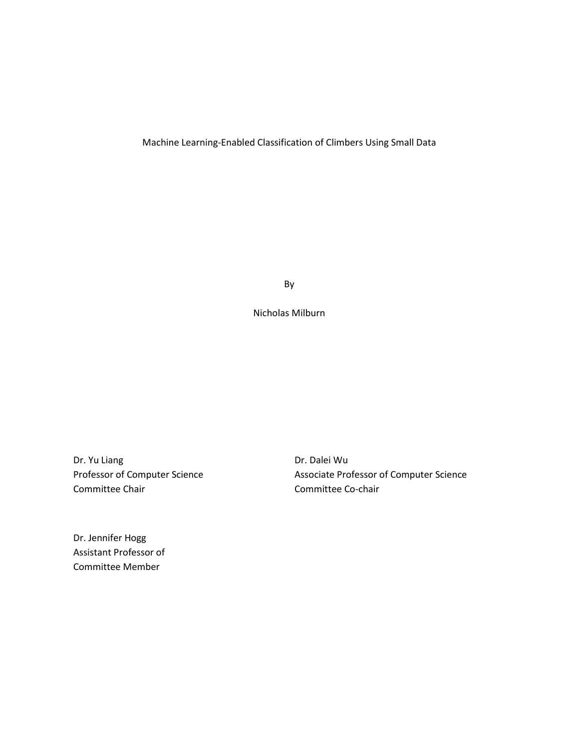# Machine Learning-Enabled Classification of Climbers Using Small Data

By

Nicholas Milburn

Dr. Yu Liang
Professor of Computer Science
Committee Chair

Dr. Dalei Wu
Associate Professor of Computer Science
Committee Co-chair

Dr. Jennifer Hogg
Assistant Professor of
Committee Member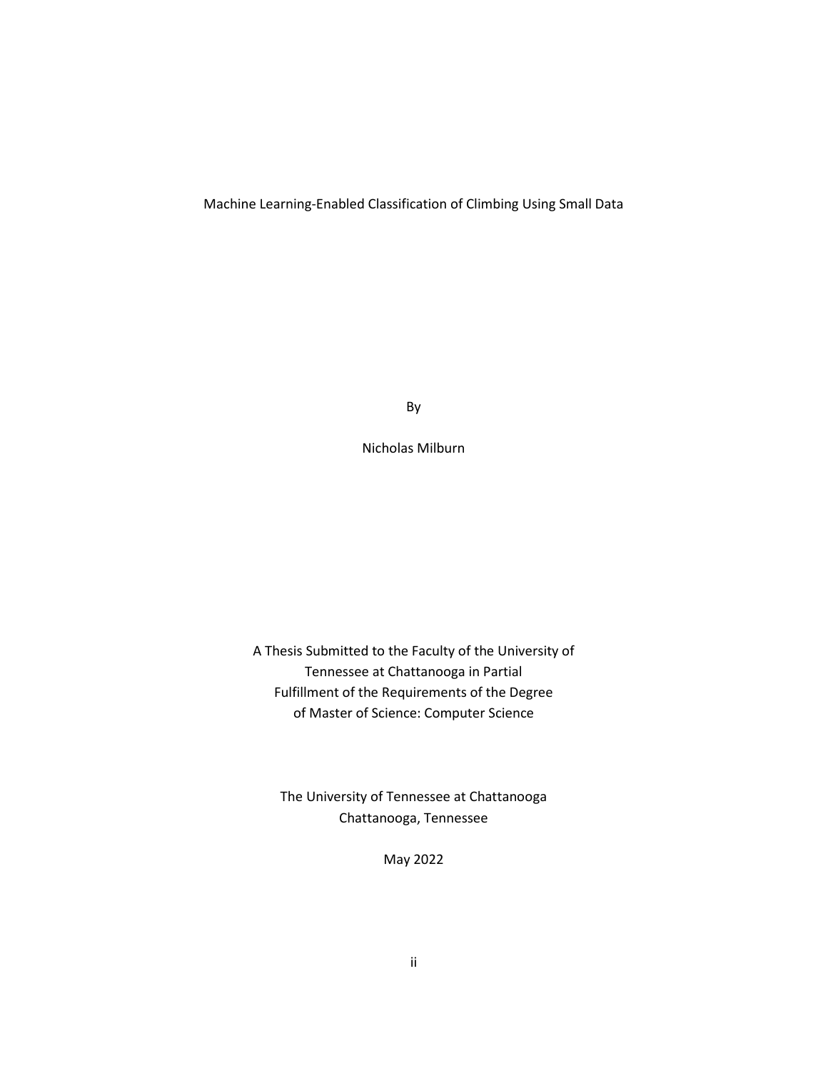Machine Learning-Enabled Classification of Climbing Using Small Data

By

Nicholas Milburn

A Thesis Submitted to the Faculty of the University of Tennessee at Chattanooga in Partial Fulfillment of the Requirements of the Degree of Master of Science: Computer Science

The University of Tennessee at Chattanooga
Chattanooga, Tennessee

May 2022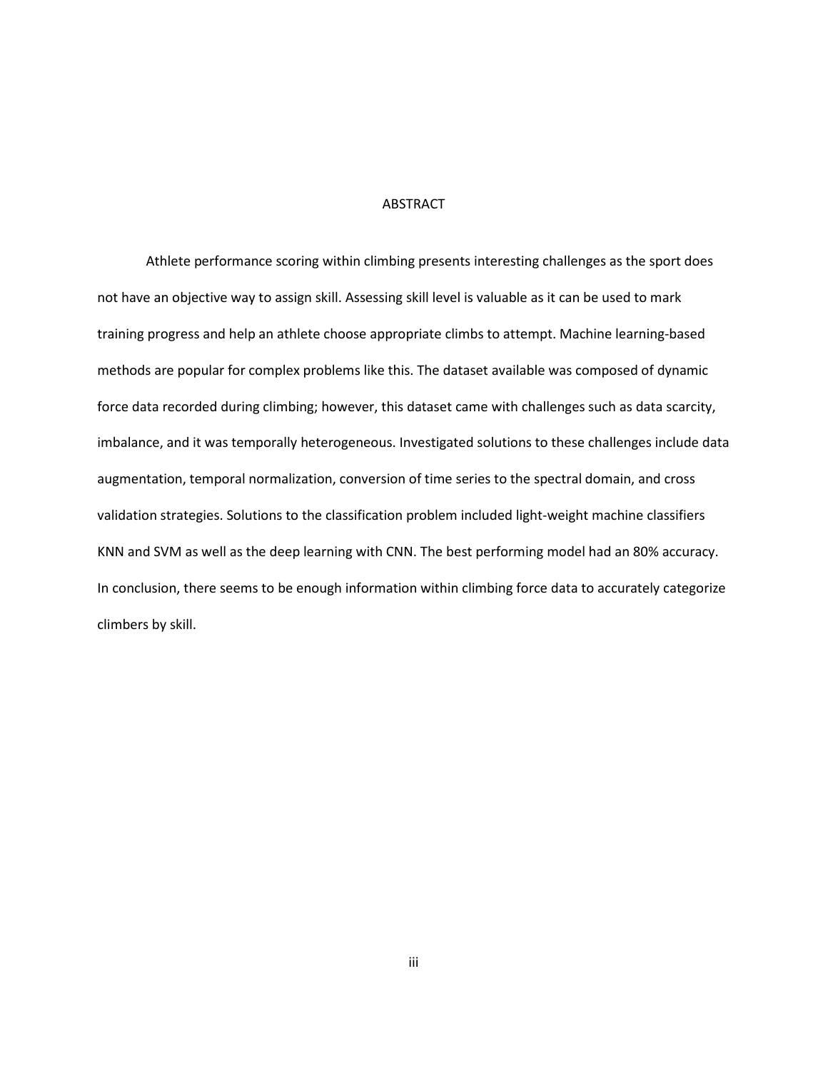# ABSTRACT

Athlete performance scoring within climbing presents interesting challenges as the sport does not have an objective way to assign skill. Assessing skill level is valuable as it can be used to mark training progress and help an athlete choose appropriate climbs to attempt. Machine learning-based methods are popular for complex problems like this. The dataset available was composed of dynamic force data recorded during climbing; however, this dataset came with challenges such as data scarcity, imbalance, and it was temporally heterogeneous. Investigated solutions to these challenges include data augmentation, temporal normalization, conversion of time series to the spectral domain, and cross validation strategies. Solutions to the classification problem included light-weight machine classifiers KNN and SVM as well as the deep learning with CNN. The best performing model had an 80% accuracy. In conclusion, there seems to be enough information within climbing force data to accurately categorize climbers by skill.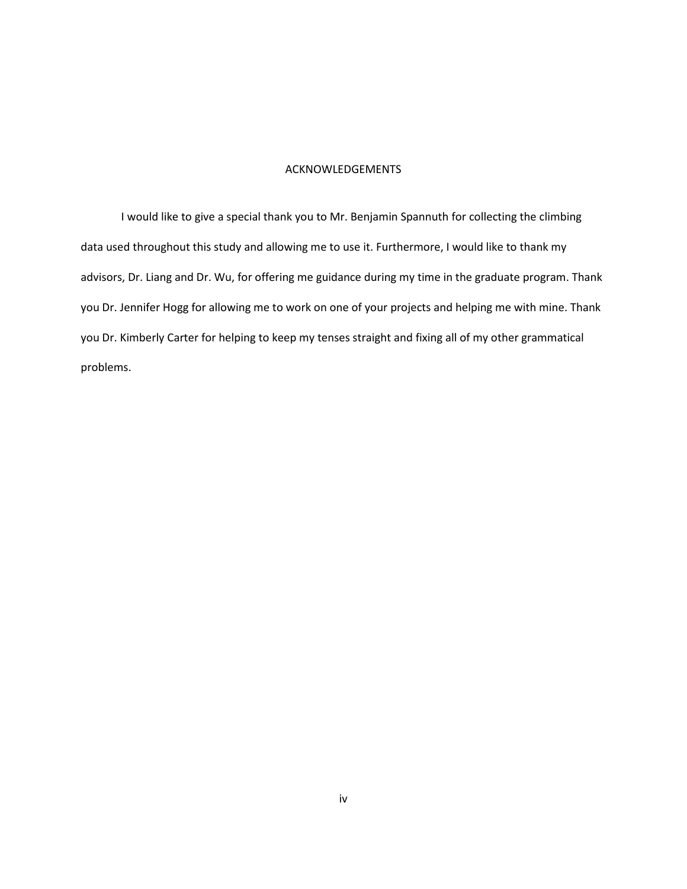# ACKNOWLEDGEMENTS

I would like to give a special thank you to Mr. Benjamin Spannuth for collecting the climbing data used throughout this study and allowing me to use it. Furthermore, I would like to thank my advisors, Dr. Liang and Dr. Wu, for offering me guidance during my time in the graduate program. Thank you Dr. Jennifer Hogg for allowing me to work on one of your projects and helping me with mine. Thank you Dr. Kimberly Carter for helping to keep my tenses straight and fixing all of my other grammatical problems.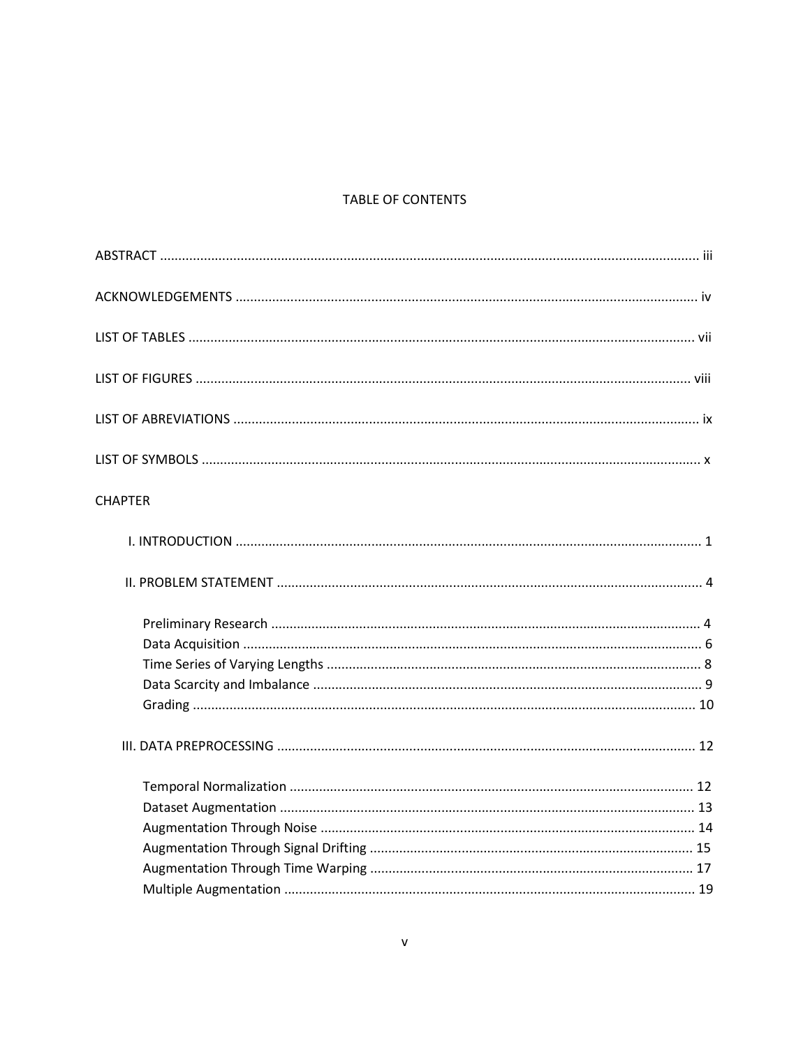# TABLE OF CONTENTS

ABSTRACT .................................................................................................................................. iii

ACKNOWLEDGEMENTS ............................................................................................................. iv

LIST OF TABLES ......................................................................................................................... vii

LIST OF FIGURES ....................................................................................................................... viii

LIST OF ABREVIATIONS .............................................................................................................. ix

LIST OF SYMBOLS ........................................................................................................................ x

CHAPTER

I. INTRODUCTION ............................................................................................................... 1

II. PROBLEM STATEMENT .................................................................................................... 4

- Preliminary Research .................................................................................................... 4
- Data Acquisition ............................................................................................................ 6
- Time Series of Varying Lengths ..................................................................................... 8
- Data Scarcity and Imbalance ......................................................................................... 9
- Grading ........................................................................................................................ 10

III. DATA PREPROCESSING ................................................................................................. 12

- Temporal Normalization ............................................................................................. 12
- Dataset Augmentation ................................................................................................ 13
- Augmentation Through Noise ..................................................................................... 14
- Augmentation Through Signal Drifting ....................................................................... 15
- Augmentation Through Time Warping ....................................................................... 17
- Multiple Augmentation ............................................................................................... 19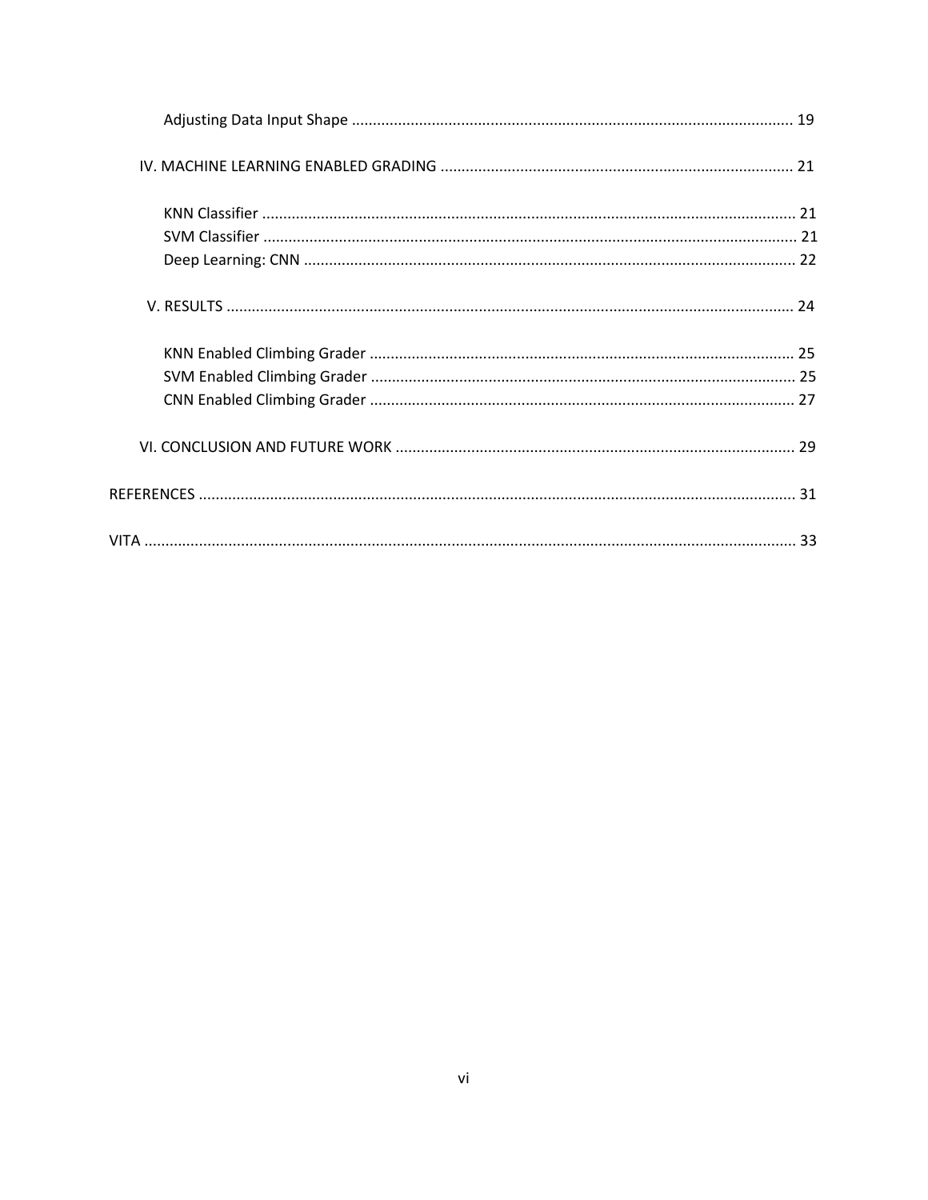Adjusting Data Input Shape ........................................................................................................ 19

IV. MACHINE LEARNING ENABLED GRADING .................................................................................... 21

KNN Classifier .............................................................................................................................. 21
SVM Classifier .............................................................................................................................. 21
Deep Learning: CNN ..................................................................................................................... 22

V. RESULTS ....................................................................................................................................... 24

KNN Enabled Climbing Grader ..................................................................................................... 25
SVM Enabled Climbing Grader ..................................................................................................... 25
CNN Enabled Climbing Grader ..................................................................................................... 27

VI. CONCLUSION AND FUTURE WORK ............................................................................................... 29

REFERENCES ............................................................................................................................................. 31

VITA .......................................................................................................................................................... 33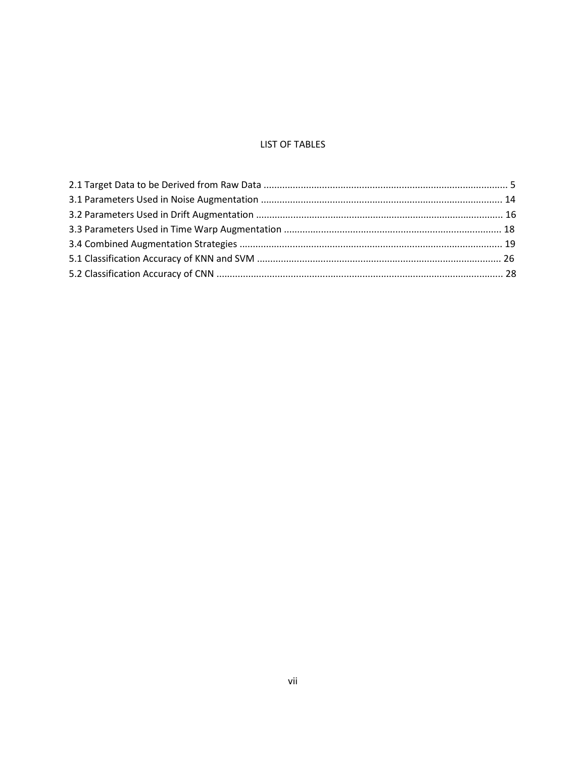# LIST OF TABLES

2.1 Target Data to be Derived from Raw Data ........................................................................................... 5
3.1 Parameters Used in Noise Augmentation .......................................................................................... 14
3.2 Parameters Used in Drift Augmentation ............................................................................................ 16
3.3 Parameters Used in Time Warp Augmentation ................................................................................. 18
3.4 Combined Augmentation Strategies .................................................................................................. 19
5.1 Classification Accuracy of KNN and SVM ........................................................................................... 26
5.2 Classification Accuracy of CNN ........................................................................................................... 28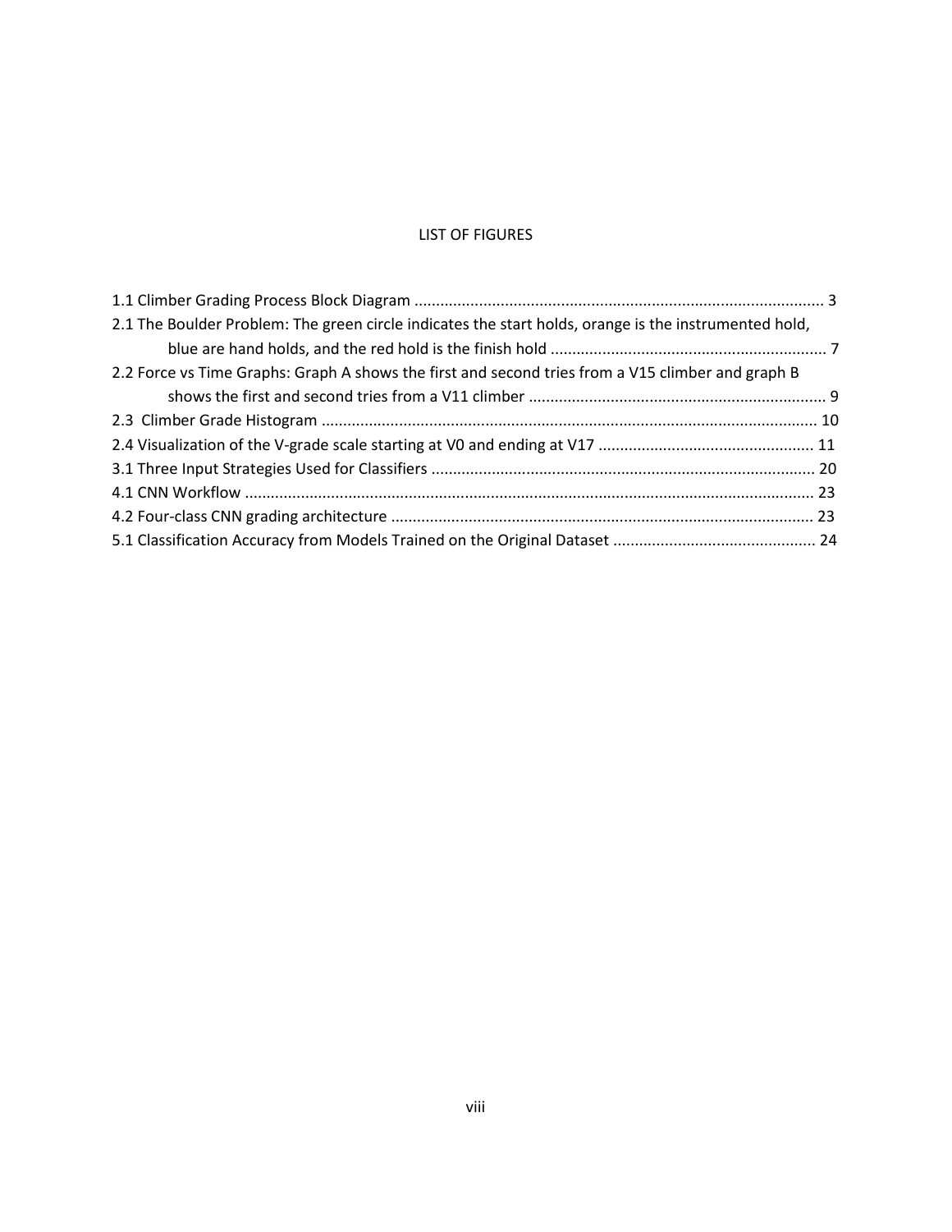# LIST OF FIGURES

1.1 Climber Grading Process Block Diagram .............................................................................................. 3

2.1 The Boulder Problem: The green circle indicates the start holds, orange is the instrumented hold, blue are hand holds, and the red hold is the finish hold ................................................................ 7

2.2 Force vs Time Graphs: Graph A shows the first and second tries from a V15 climber and graph B shows the first and second tries from a V11 climber ..................................................................... 9

2.3 Climber Grade Histogram ................................................................................................................. 10

2.4 Visualization of the V-grade scale starting at V0 and ending at V17 .................................................. 11

3.1 Three Input Strategies Used for Classifiers ........................................................................................ 20

4.1 CNN Workflow .................................................................................................................................. 23

4.2 Four-class CNN grading architecture ................................................................................................. 23

5.1 Classification Accuracy from Models Trained on the Original Dataset ............................................... 24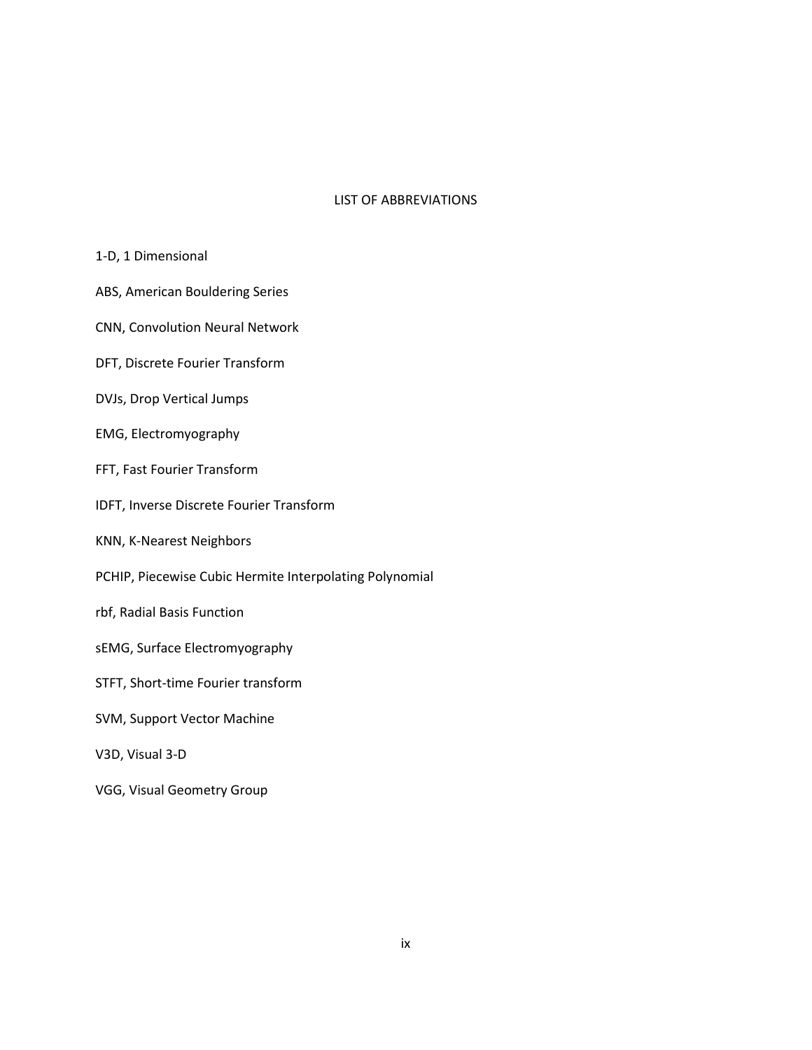# LIST OF ABBREVIATIONS

1-D, 1 Dimensional

ABS, American Bouldering Series

CNN, Convolution Neural Network

DFT, Discrete Fourier Transform

DVJs, Drop Vertical Jumps

EMG, Electromyography

FFT, Fast Fourier Transform

IDFT, Inverse Discrete Fourier Transform

KNN, K-Nearest Neighbors

PCHIP, Piecewise Cubic Hermite Interpolating Polynomial

rbf, Radial Basis Function

sEMG, Surface Electromyography

STFT, Short-time Fourier transform

SVM, Support Vector Machine

V3D, Visual 3-D

VGG, Visual Geometry Group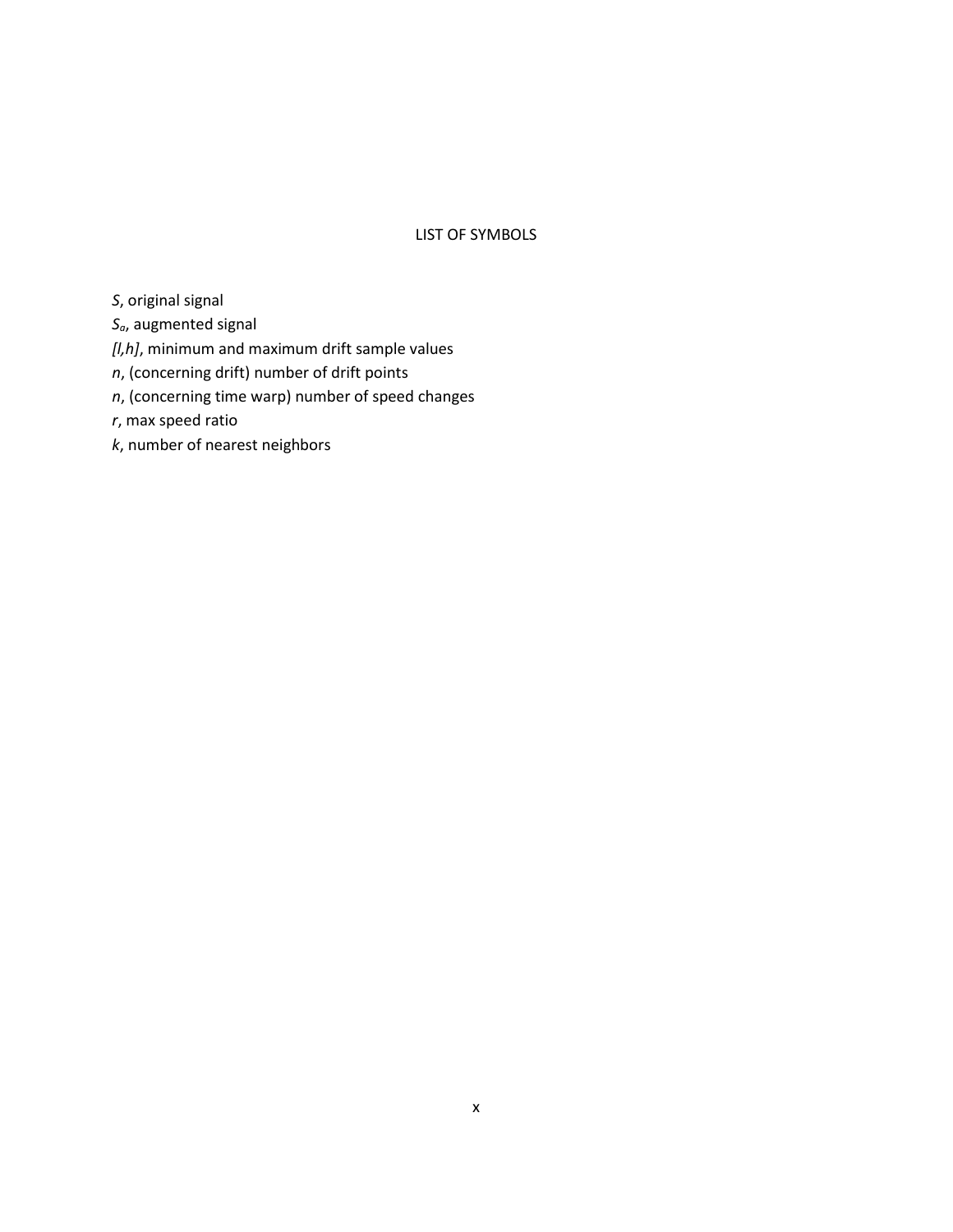# LIST OF SYMBOLS

$S$, original signal

$S_a$, augmented signal

$[l,h]$, minimum and maximum drift sample values

$n$, (concerning drift) number of drift points

$n$, (concerning time warp) number of speed changes

$r$, max speed ratio

$k$, number of nearest neighbors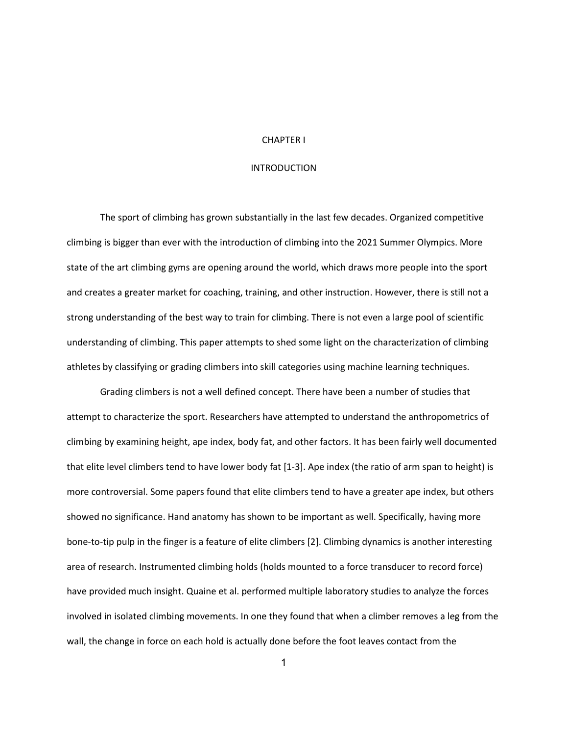# CHAPTER I

## INTRODUCTION

The sport of climbing has grown substantially in the last few decades. Organized competitive climbing is bigger than ever with the introduction of climbing into the 2021 Summer Olympics. More state of the art climbing gyms are opening around the world, which draws more people into the sport and creates a greater market for coaching, training, and other instruction. However, there is still not a strong understanding of the best way to train for climbing. There is not even a large pool of scientific understanding of climbing. This paper attempts to shed some light on the characterization of climbing athletes by classifying or grading climbers into skill categories using machine learning techniques.

Grading climbers is not a well defined concept. There have been a number of studies that attempt to characterize the sport. Researchers have attempted to understand the anthropometrics of climbing by examining height, ape index, body fat, and other factors. It has been fairly well documented that elite level climbers tend to have lower body fat [1-3]. Ape index (the ratio of arm span to height) is more controversial. Some papers found that elite climbers tend to have a greater ape index, but others showed no significance. Hand anatomy has shown to be important as well. Specifically, having more bone-to-tip pulp in the finger is a feature of elite climbers [2]. Climbing dynamics is another interesting area of research. Instrumented climbing holds (holds mounted to a force transducer to record force) have provided much insight. Quaine et al. performed multiple laboratory studies to analyze the forces involved in isolated climbing movements. In one they found that when a climber removes a leg from the wall, the change in force on each hold is actually done before the foot leaves contact from the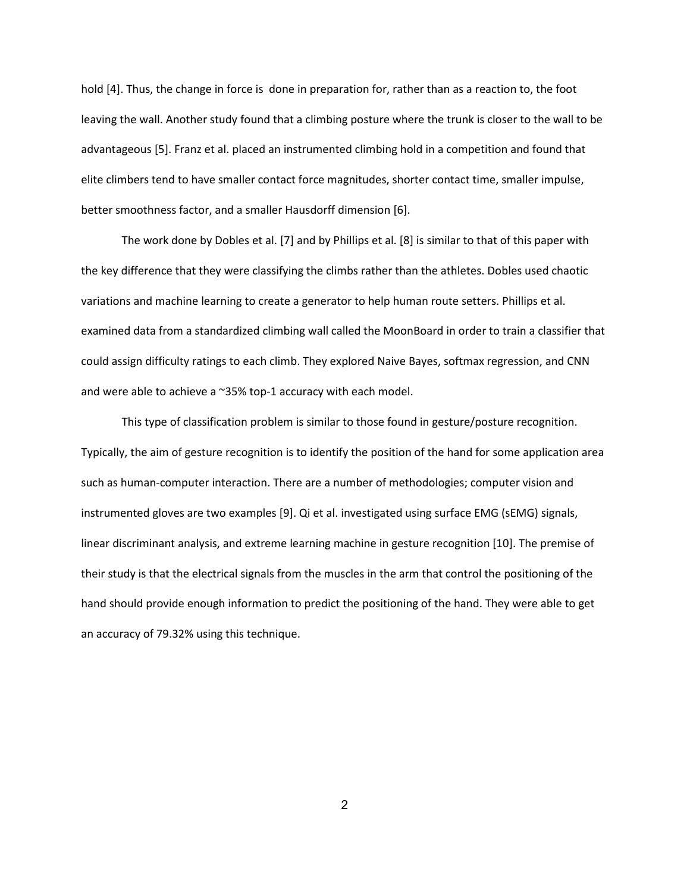hold [4]. Thus, the change in force is done in preparation for, rather than as a reaction to, the foot leaving the wall. Another study found that a climbing posture where the trunk is closer to the wall to be advantageous [5]. Franz et al. placed an instrumented climbing hold in a competition and found that elite climbers tend to have smaller contact force magnitudes, shorter contact time, smaller impulse, better smoothness factor, and a smaller Hausdorff dimension [6].

The work done by Dobles et al. [7] and by Phillips et al. [8] is similar to that of this paper with the key difference that they were classifying the climbs rather than the athletes. Dobles used chaotic variations and machine learning to create a generator to help human route setters. Phillips et al. examined data from a standardized climbing wall called the MoonBoard in order to train a classifier that could assign difficulty ratings to each climb. They explored Naive Bayes, softmax regression, and CNN and were able to achieve a ~35% top-1 accuracy with each model.

This type of classification problem is similar to those found in gesture/posture recognition. Typically, the aim of gesture recognition is to identify the position of the hand for some application area such as human-computer interaction. There are a number of methodologies; computer vision and instrumented gloves are two examples [9]. Qi et al. investigated using surface EMG (sEMG) signals, linear discriminant analysis, and extreme learning machine in gesture recognition [10]. The premise of their study is that the electrical signals from the muscles in the arm that control the positioning of the hand should provide enough information to predict the positioning of the hand. They were able to get an accuracy of 79.32% using this technique.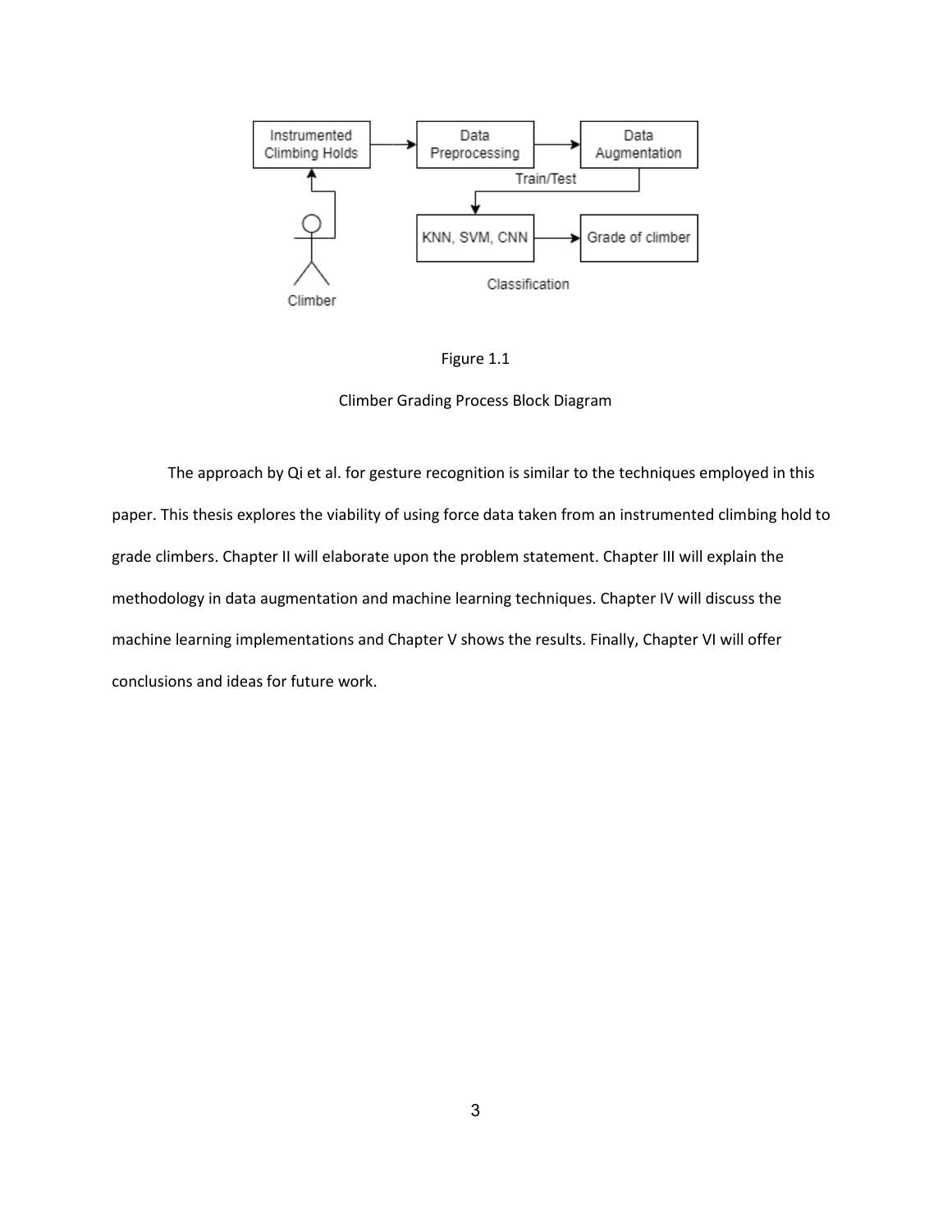Figure 1.1

Climber Grading Process Block Diagram

The approach by Qi et al. for gesture recognition is similar to the techniques employed in this paper. This thesis explores the viability of using force data taken from an instrumented climbing hold to grade climbers. Chapter II will elaborate upon the problem statement. Chapter III will explain the methodology in data augmentation and machine learning techniques. Chapter IV will discuss the machine learning implementations and Chapter V shows the results. Finally, Chapter VI will offer conclusions and ideas for future work.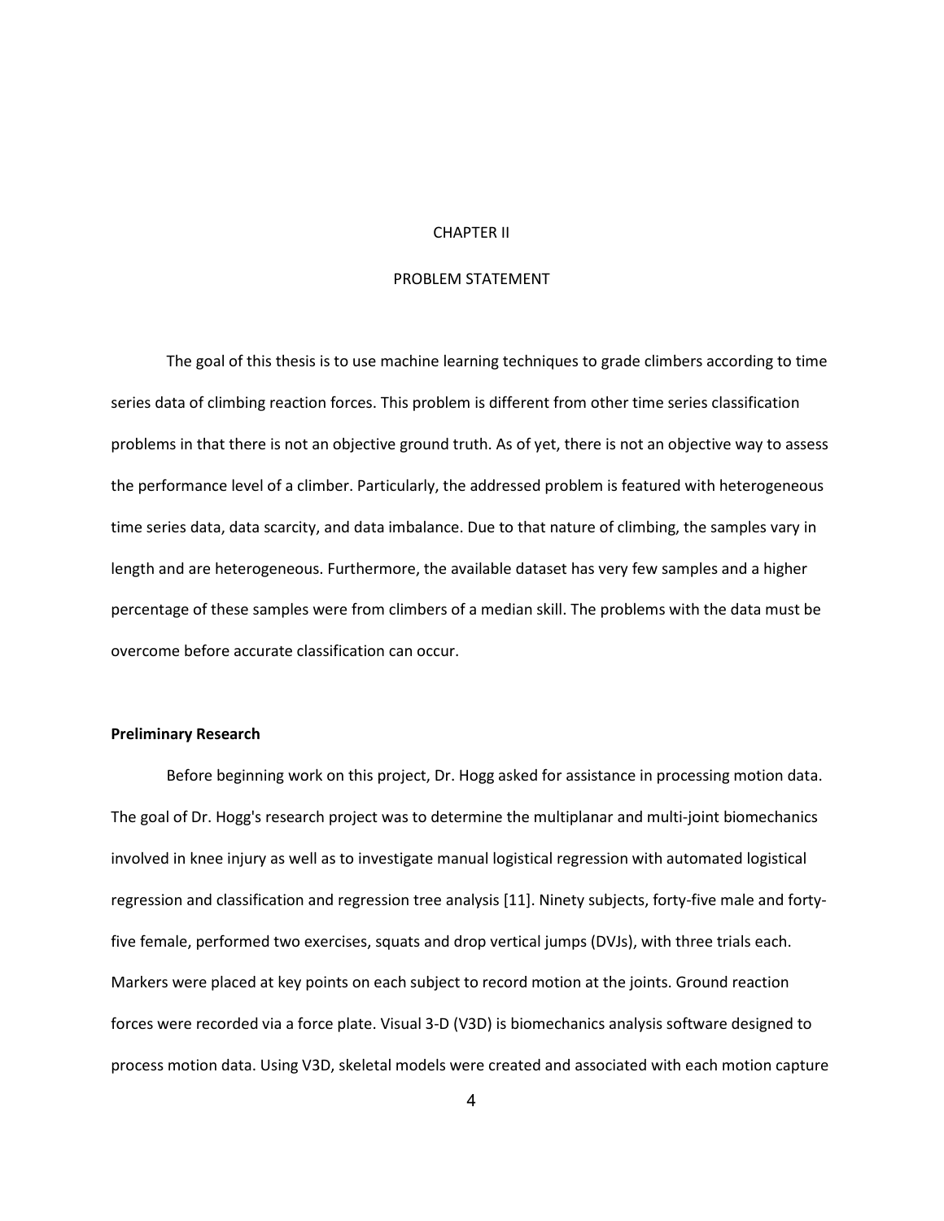# CHAPTER II

# PROBLEM STATEMENT

The goal of this thesis is to use machine learning techniques to grade climbers according to time series data of climbing reaction forces. This problem is different from other time series classification problems in that there is not an objective ground truth. As of yet, there is not an objective way to assess the performance level of a climber. Particularly, the addressed problem is featured with heterogeneous time series data, data scarcity, and data imbalance. Due to that nature of climbing, the samples vary in length and are heterogeneous. Furthermore, the available dataset has very few samples and a higher percentage of these samples were from climbers of a median skill. The problems with the data must be overcome before accurate classification can occur.

**Preliminary Research**

Before beginning work on this project, Dr. Hogg asked for assistance in processing motion data. The goal of Dr. Hogg's research project was to determine the multiplanar and multi-joint biomechanics involved in knee injury as well as to investigate manual logistical regression with automated logistical regression and classification and regression tree analysis [11]. Ninety subjects, forty-five male and forty-five female, performed two exercises, squats and drop vertical jumps (DVJs), with three trials each. Markers were placed at key points on each subject to record motion at the joints. Ground reaction forces were recorded via a force plate. Visual 3-D (V3D) is biomechanics analysis software designed to process motion data. Using V3D, skeletal models were created and associated with each motion capture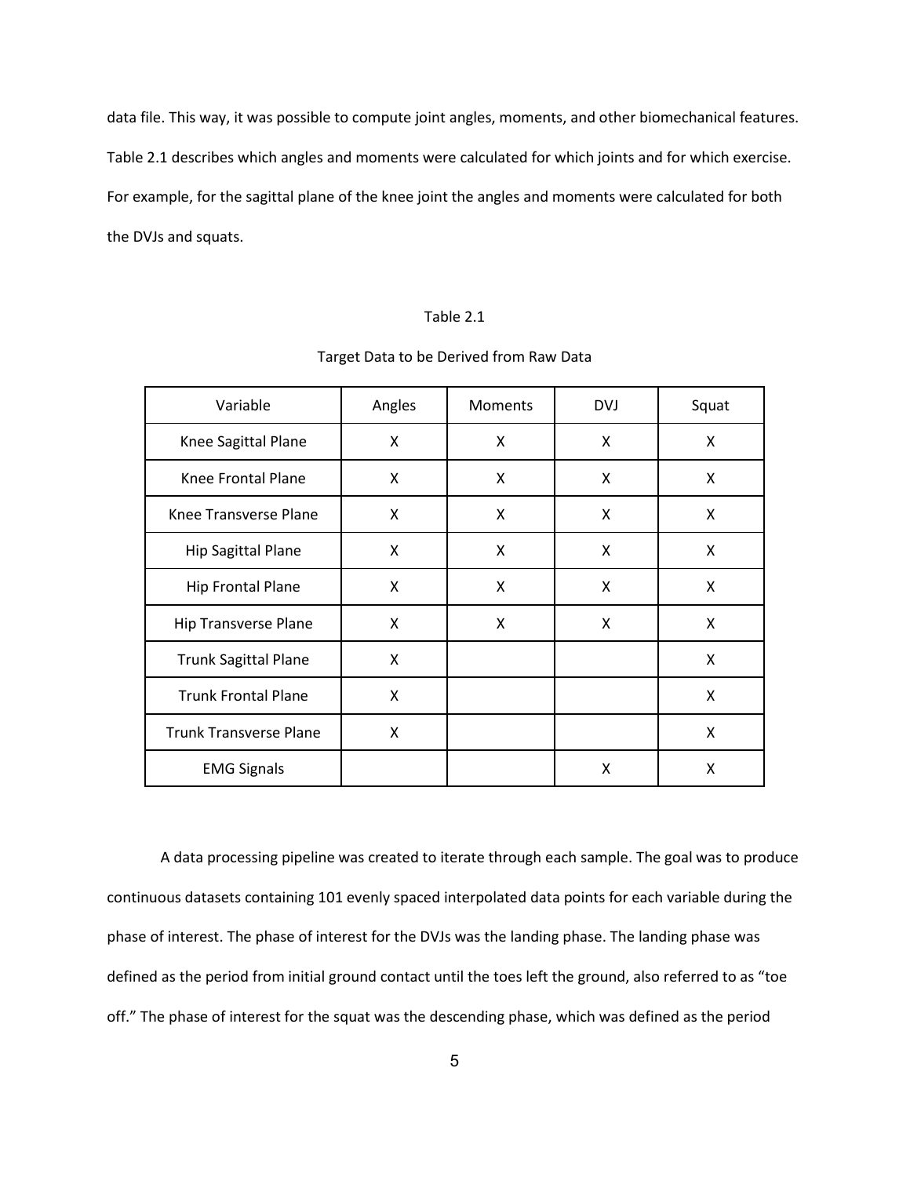data file. This way, it was possible to compute joint angles, moments, and other biomechanical features. Table 2.1 describes which angles and moments were calculated for which joints and for which exercise. For example, for the sagittal plane of the knee joint the angles and moments were calculated for both the DVJs and squats.

Table 2.1

Target Data to be Derived from Raw Data

| Variable | Angles | Moments | DVJ | Squat |
|---|---|---|---|---|
| Knee Sagittal Plane | X | X | X | X |
| Knee Frontal Plane | X | X | X | X |
| Knee Transverse Plane | X | X | X | X |
| Hip Sagittal Plane | X | X | X | X |
| Hip Frontal Plane | X | X | X | X |
| Hip Transverse Plane | X | X | X | X |
| Trunk Sagittal Plane | X | | | X |
| Trunk Frontal Plane | X | | | X |
| Trunk Transverse Plane | X | | | X |
| EMG Signals | | | X | X |

A data processing pipeline was created to iterate through each sample. The goal was to produce continuous datasets containing 101 evenly spaced interpolated data points for each variable during the phase of interest. The phase of interest for the DVJs was the landing phase. The landing phase was defined as the period from initial ground contact until the toes left the ground, also referred to as "toe off." The phase of interest for the squat was the descending phase, which was defined as the period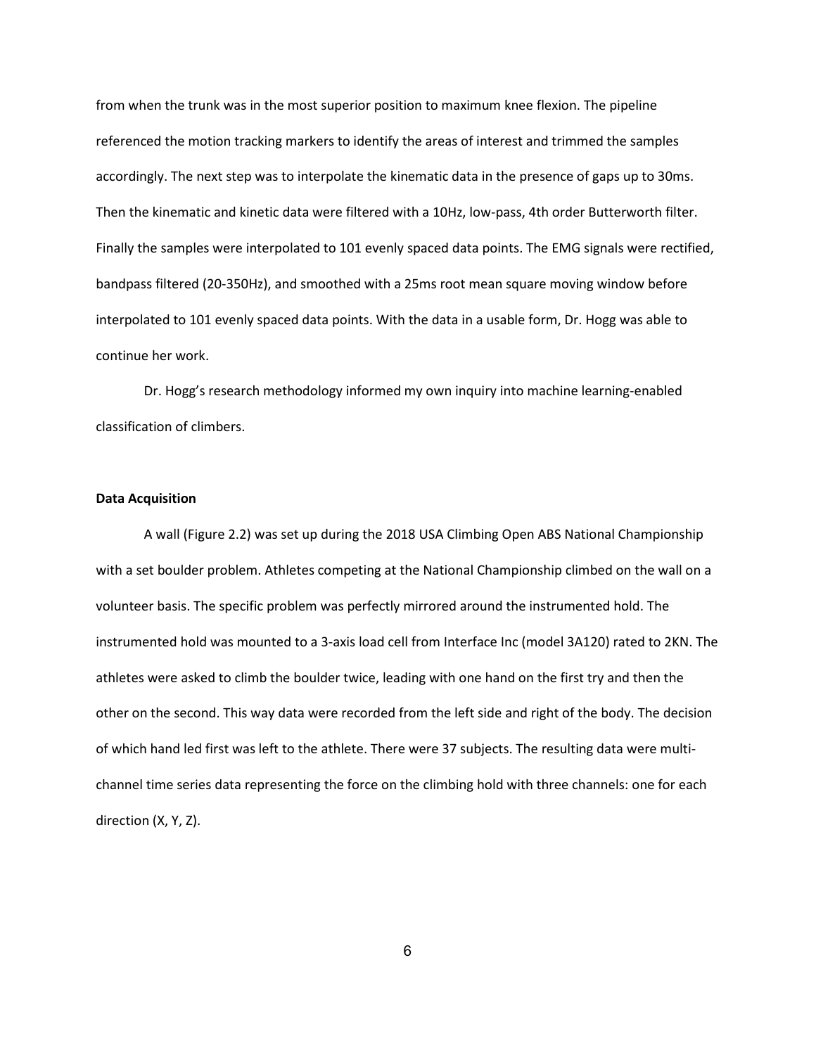from when the trunk was in the most superior position to maximum knee flexion. The pipeline referenced the motion tracking markers to identify the areas of interest and trimmed the samples accordingly. The next step was to interpolate the kinematic data in the presence of gaps up to 30ms. Then the kinematic and kinetic data were filtered with a 10Hz, low-pass, 4th order Butterworth filter. Finally the samples were interpolated to 101 evenly spaced data points. The EMG signals were rectified, bandpass filtered (20-350Hz), and smoothed with a 25ms root mean square moving window before interpolated to 101 evenly spaced data points. With the data in a usable form, Dr. Hogg was able to continue her work.

Dr. Hogg's research methodology informed my own inquiry into machine learning-enabled classification of climbers.

**Data Acquisition**

A wall (Figure 2.2) was set up during the 2018 USA Climbing Open ABS National Championship with a set boulder problem. Athletes competing at the National Championship climbed on the wall on a volunteer basis. The specific problem was perfectly mirrored around the instrumented hold. The instrumented hold was mounted to a 3-axis load cell from Interface Inc (model 3A120) rated to 2KN. The athletes were asked to climb the boulder twice, leading with one hand on the first try and then the other on the second. This way data were recorded from the left side and right of the body. The decision of which hand led first was left to the athlete. There were 37 subjects. The resulting data were multi-channel time series data representing the force on the climbing hold with three channels: one for each direction (X, Y, Z).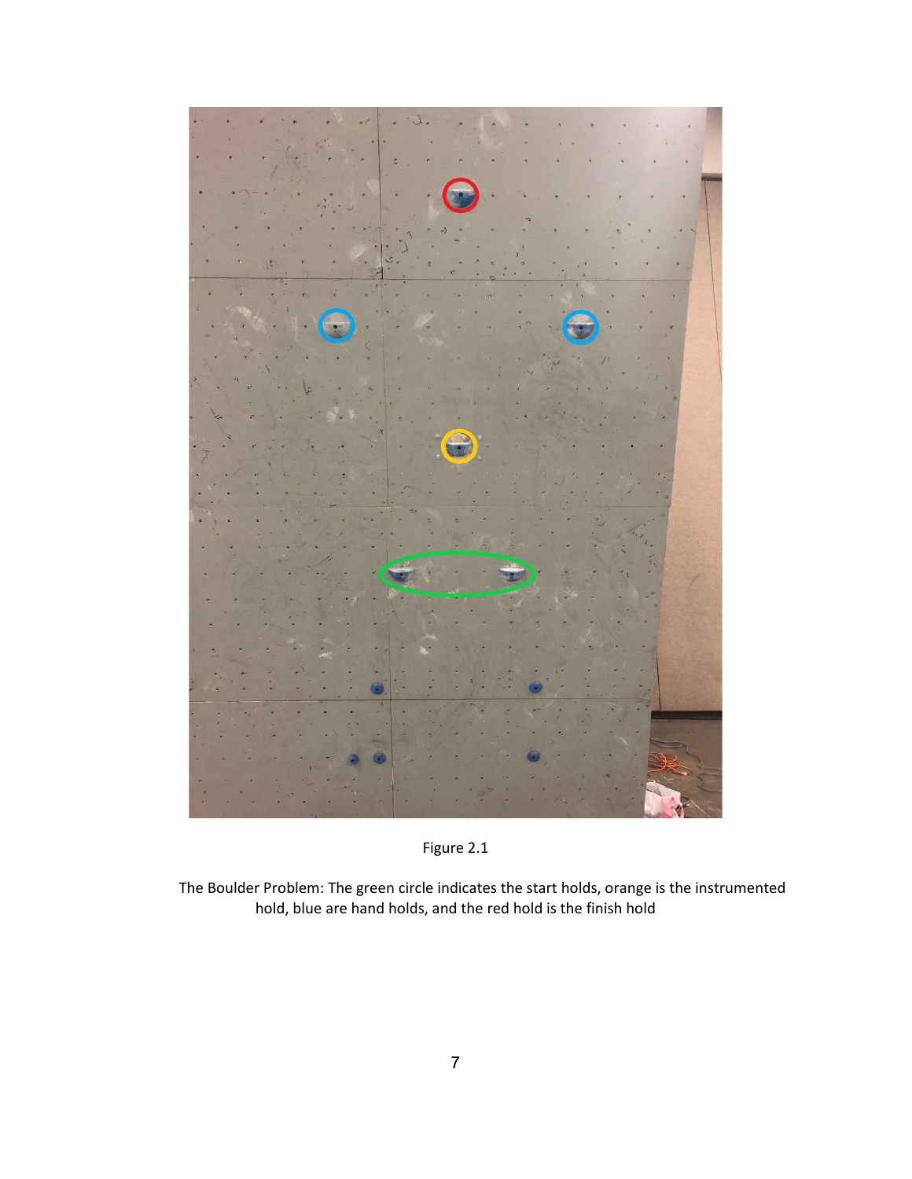Figure 2.1

The Boulder Problem: The green circle indicates the start holds, orange is the instrumented hold, blue are hand holds, and the red hold is the finish hold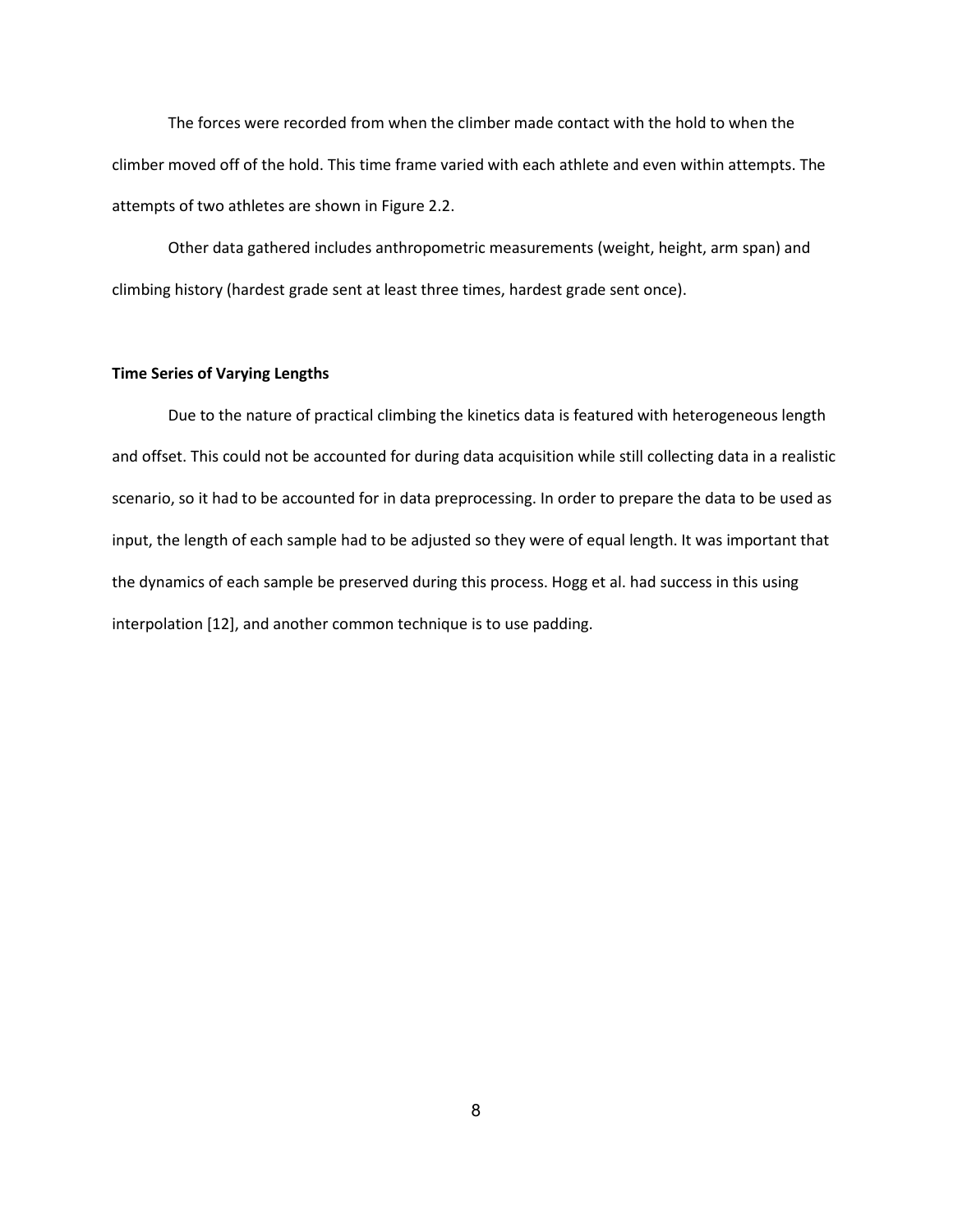The forces were recorded from when the climber made contact with the hold to when the climber moved off of the hold. This time frame varied with each athlete and even within attempts. The attempts of two athletes are shown in Figure 2.2.

Other data gathered includes anthropometric measurements (weight, height, arm span) and climbing history (hardest grade sent at least three times, hardest grade sent once).

**Time Series of Varying Lengths**

Due to the nature of practical climbing the kinetics data is featured with heterogeneous length and offset. This could not be accounted for during data acquisition while still collecting data in a realistic scenario, so it had to be accounted for in data preprocessing. In order to prepare the data to be used as input, the length of each sample had to be adjusted so they were of equal length. It was important that the dynamics of each sample be preserved during this process. Hogg et al. had success in this using interpolation [12], and another common technique is to use padding.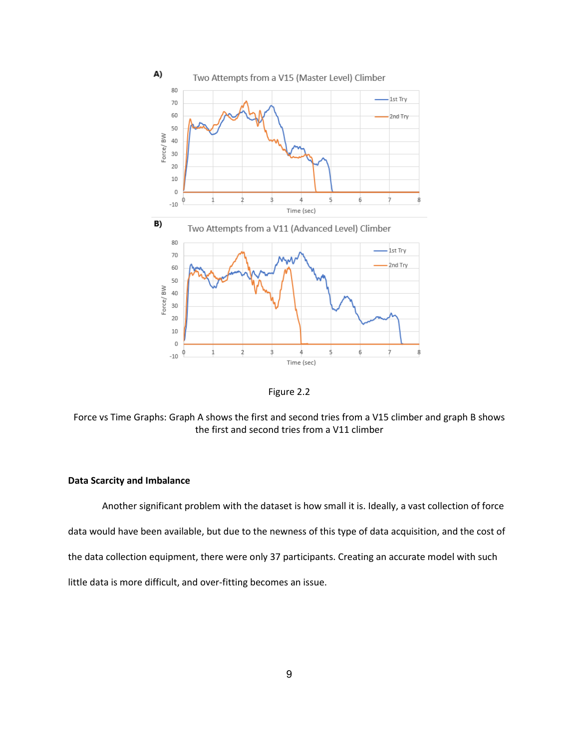Figure 2.2

Force vs Time Graphs: Graph A shows the first and second tries from a V15 climber and graph B shows the first and second tries from a V11 climber

**Data Scarcity and Imbalance**

Another significant problem with the dataset is how small it is. Ideally, a vast collection of force data would have been available, but due to the newness of this type of data acquisition, and the cost of the data collection equipment, there were only 37 participants. Creating an accurate model with such little data is more difficult, and over-fitting becomes an issue.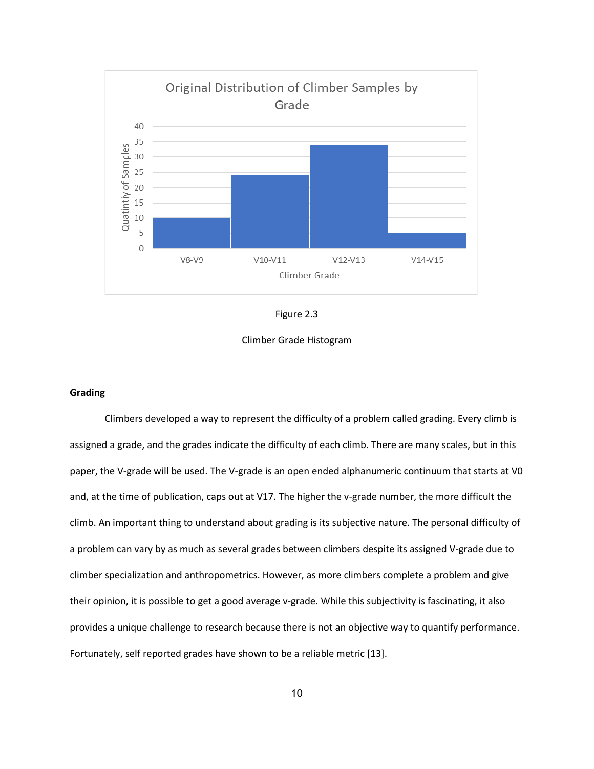Figure 2.3

Climber Grade Histogram

**Grading**

Climbers developed a way to represent the difficulty of a problem called grading. Every climb is assigned a grade, and the grades indicate the difficulty of each climb. There are many scales, but in this paper, the V-grade will be used. The V-grade is an open ended alphanumeric continuum that starts at V0 and, at the time of publication, caps out at V17. The higher the v-grade number, the more difficult the climb. An important thing to understand about grading is its subjective nature. The personal difficulty of a problem can vary by as much as several grades between climbers despite its assigned V-grade due to climber specialization and anthropometrics. However, as more climbers complete a problem and give their opinion, it is possible to get a good average v-grade. While this subjectivity is fascinating, it also provides a unique challenge to research because there is not an objective way to quantify performance. Fortunately, self reported grades have shown to be a reliable metric [13].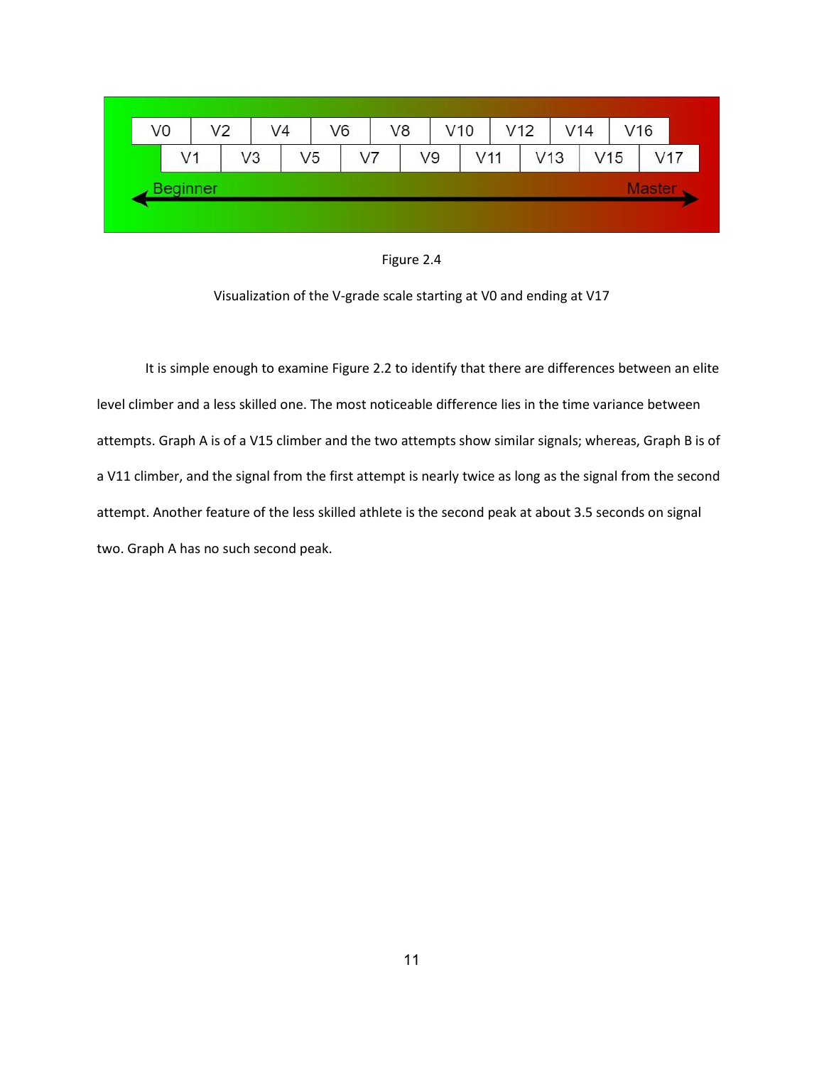Figure 2.4

Visualization of the V-grade scale starting at V0 and ending at V17

It is simple enough to examine Figure 2.2 to identify that there are differences between an elite level climber and a less skilled one. The most noticeable difference lies in the time variance between attempts. Graph A is of a V15 climber and the two attempts show similar signals; whereas, Graph B is of a V11 climber, and the signal from the first attempt is nearly twice as long as the signal from the second attempt. Another feature of the less skilled athlete is the second peak at about 3.5 seconds on signal two. Graph A has no such second peak.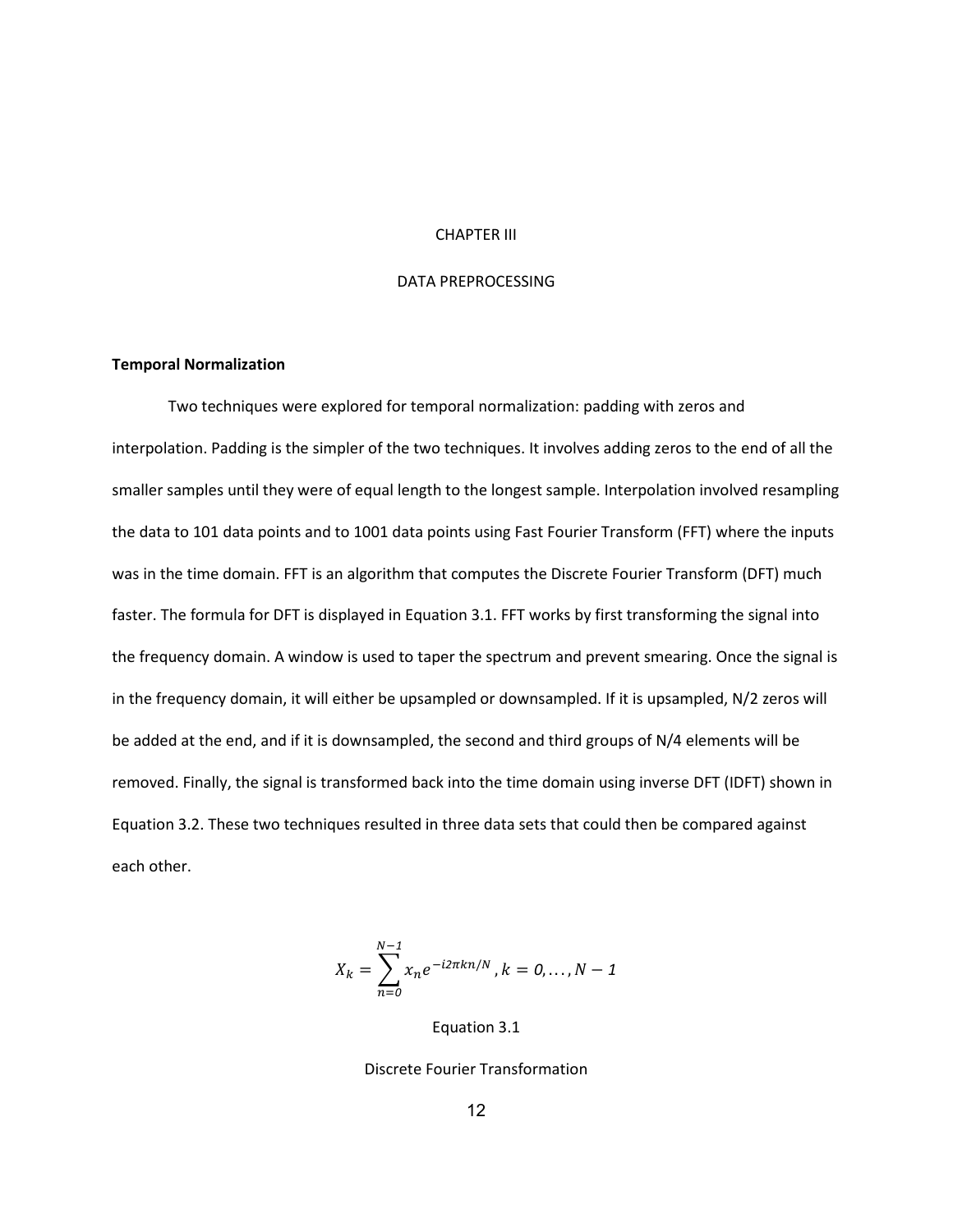# CHAPTER III

# DATA PREPROCESSING

**Temporal Normalization**

Two techniques were explored for temporal normalization: padding with zeros and interpolation. Padding is the simpler of the two techniques. It involves adding zeros to the end of all the smaller samples until they were of equal length to the longest sample. Interpolation involved resampling the data to 101 data points and to 1001 data points using Fast Fourier Transform (FFT) where the inputs was in the time domain. FFT is an algorithm that computes the Discrete Fourier Transform (DFT) much faster. The formula for DFT is displayed in Equation 3.1. FFT works by first transforming the signal into the frequency domain. A window is used to taper the spectrum and prevent smearing. Once the signal is in the frequency domain, it will either be upsampled or downsampled. If it is upsampled, N/2 zeros will be added at the end, and if it is downsampled, the second and third groups of N/4 elements will be removed. Finally, the signal is transformed back into the time domain using inverse DFT (IDFT) shown in Equation 3.2. These two techniques resulted in three data sets that could then be compared against each other.

$$X_k = \sum_{n=0}^{N-1} x_n e^{-i2\pi kn/N}, k = 0, \ldots, N-1$$

Equation 3.1

Discrete Fourier Transformation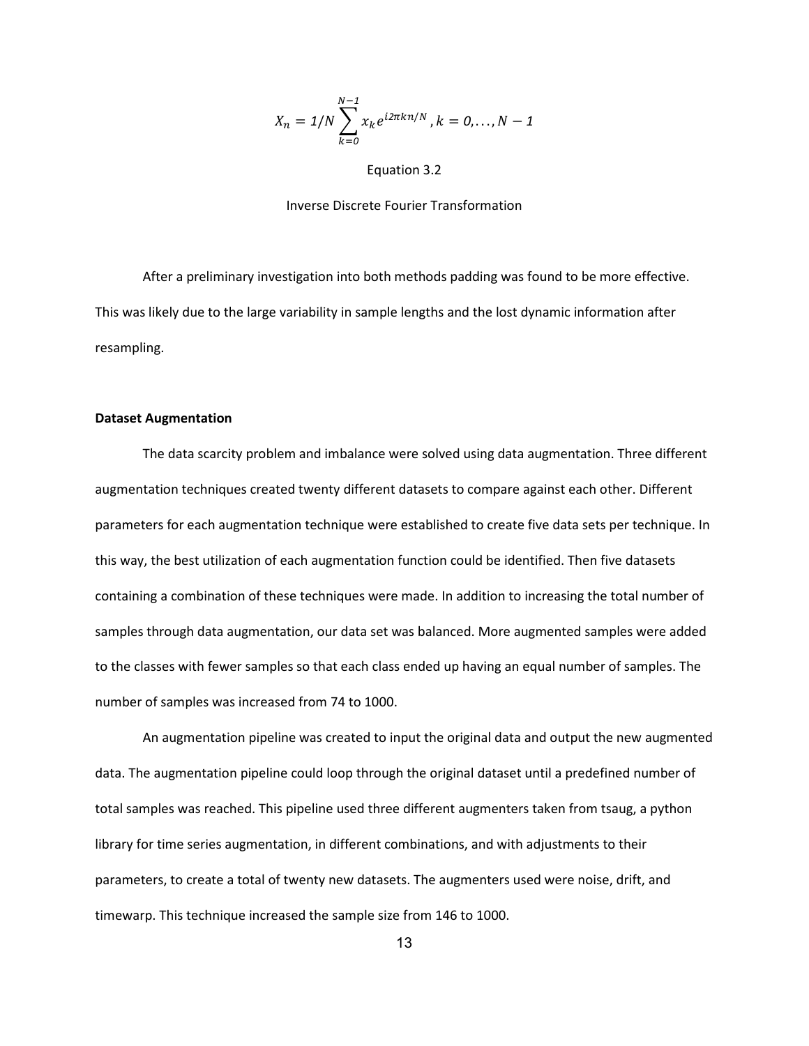$$X_n = 1/N \sum_{k=0}^{N-1} x_k e^{i2\pi kn/N}, k = 0, \ldots, N-1$$

Equation 3.2

Inverse Discrete Fourier Transformation

After a preliminary investigation into both methods padding was found to be more effective. This was likely due to the large variability in sample lengths and the lost dynamic information after resampling.

**Dataset Augmentation**

The data scarcity problem and imbalance were solved using data augmentation. Three different augmentation techniques created twenty different datasets to compare against each other. Different parameters for each augmentation technique were established to create five data sets per technique. In this way, the best utilization of each augmentation function could be identified. Then five datasets containing a combination of these techniques were made. In addition to increasing the total number of samples through data augmentation, our data set was balanced. More augmented samples were added to the classes with fewer samples so that each class ended up having an equal number of samples. The number of samples was increased from 74 to 1000.

An augmentation pipeline was created to input the original data and output the new augmented data. The augmentation pipeline could loop through the original dataset until a predefined number of total samples was reached. This pipeline used three different augmenters taken from tsaug, a python library for time series augmentation, in different combinations, and with adjustments to their parameters, to create a total of twenty new datasets. The augmenters used were noise, drift, and timewarp. This technique increased the sample size from 146 to 1000.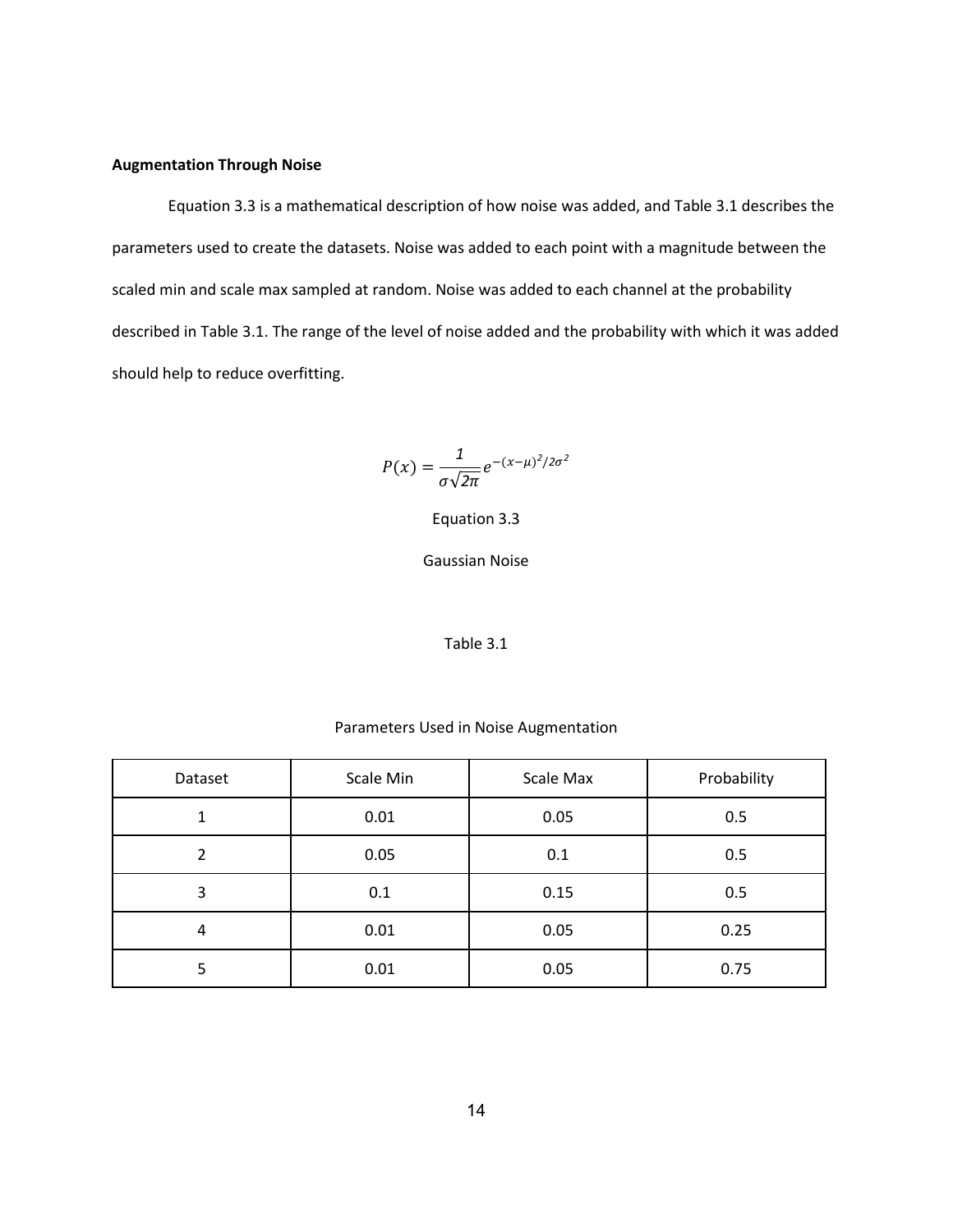**Augmentation Through Noise**

Equation 3.3 is a mathematical description of how noise was added, and Table 3.1 describes the parameters used to create the datasets. Noise was added to each point with a magnitude between the scaled min and scale max sampled at random. Noise was added to each channel at the probability described in Table 3.1. The range of the level of noise added and the probability with which it was added should help to reduce overfitting.

$$P(x) = \frac{1}{\sigma\sqrt{2\pi}} e^{-(x-\mu)^2/2\sigma^2}$$

Equation 3.3

Gaussian Noise

Table 3.1

Parameters Used in Noise Augmentation

| Dataset | Scale Min | Scale Max | Probability |
|---|---|---|---|
| 1 | 0.01 | 0.05 | 0.5 |
| 2 | 0.05 | 0.1 | 0.5 |
| 3 | 0.1 | 0.15 | 0.5 |
| 4 | 0.01 | 0.05 | 0.25 |
| 5 | 0.01 | 0.05 | 0.75 |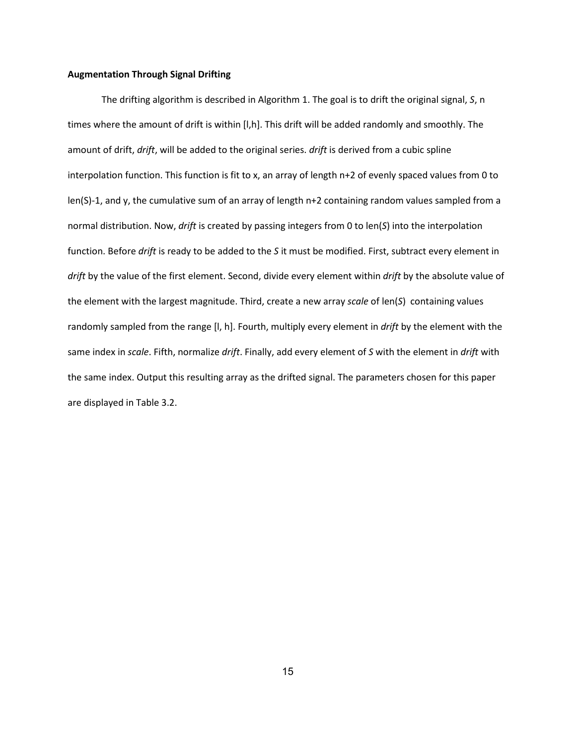**Augmentation Through Signal Drifting**

The drifting algorithm is described in Algorithm 1. The goal is to drift the original signal, *S*, n times where the amount of drift is within [l,h]. This drift will be added randomly and smoothly. The amount of drift, *drift*, will be added to the original series. *drift* is derived from a cubic spline interpolation function. This function is fit to x, an array of length n+2 of evenly spaced values from 0 to len(S)-1, and y, the cumulative sum of an array of length n+2 containing random values sampled from a normal distribution. Now, *drift* is created by passing integers from 0 to len(*S*) into the interpolation function. Before *drift* is ready to be added to the *S* it must be modified. First, subtract every element in *drift* by the value of the first element. Second, divide every element within *drift* by the absolute value of the element with the largest magnitude. Third, create a new array *scale* of len(*S*) containing values randomly sampled from the range [l, h]. Fourth, multiply every element in *drift* by the element with the same index in *scale*. Fifth, normalize *drift*. Finally, add every element of *S* with the element in *drift* with the same index. Output this resulting array as the drifted signal. The parameters chosen for this paper are displayed in Table 3.2.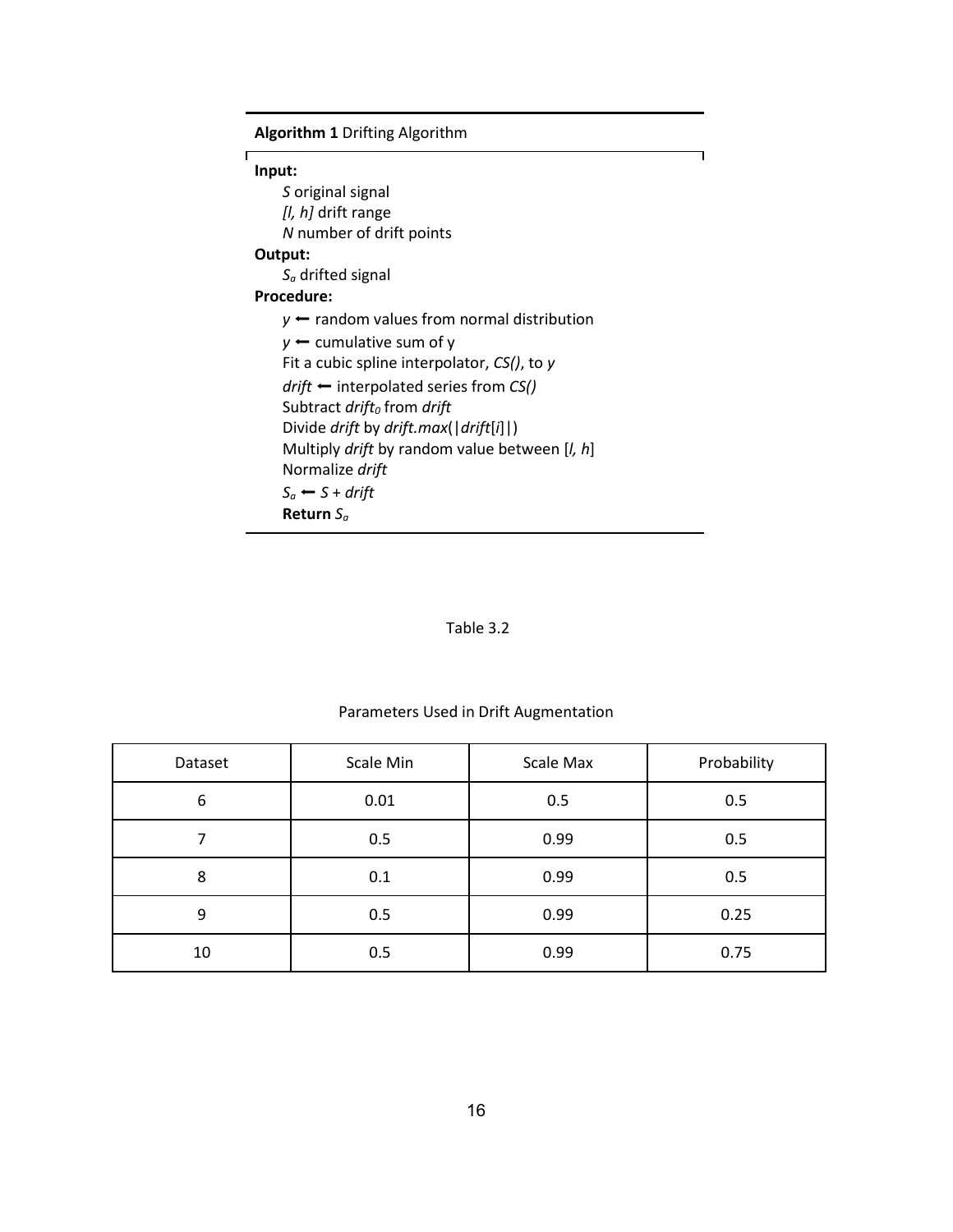**Algorithm 1** Drifting Algorithm

**Input:**

- *S* original signal
- *[l, h]* drift range
- *N* number of drift points

**Output:**

- $S_a$ drifted signal

**Procedure:**

- *y* ⟵ random values from normal distribution
- *y* ⟵ cumulative sum of y
- Fit a cubic spline interpolator, *CS()*, to *y*
- *drift* ⟵ interpolated series from *CS()*
- Subtract $drift_0$ from *drift*
- Divide *drift* by *drift.max*(|*drift*[*i*]|)
- Multiply *drift* by random value between [*l, h*]
- Normalize *drift*
- $S_a$ ⟵ *S* + *drift*
- **Return** $S_a$

Table 3.2

Parameters Used in Drift Augmentation

| Dataset | Scale Min | Scale Max | Probability |
|---|---|---|---|
| 6 | 0.01 | 0.5 | 0.5 |
| 7 | 0.5 | 0.99 | 0.5 |
| 8 | 0.1 | 0.99 | 0.5 |
| 9 | 0.5 | 0.99 | 0.25 |
| 10 | 0.5 | 0.99 | 0.75 |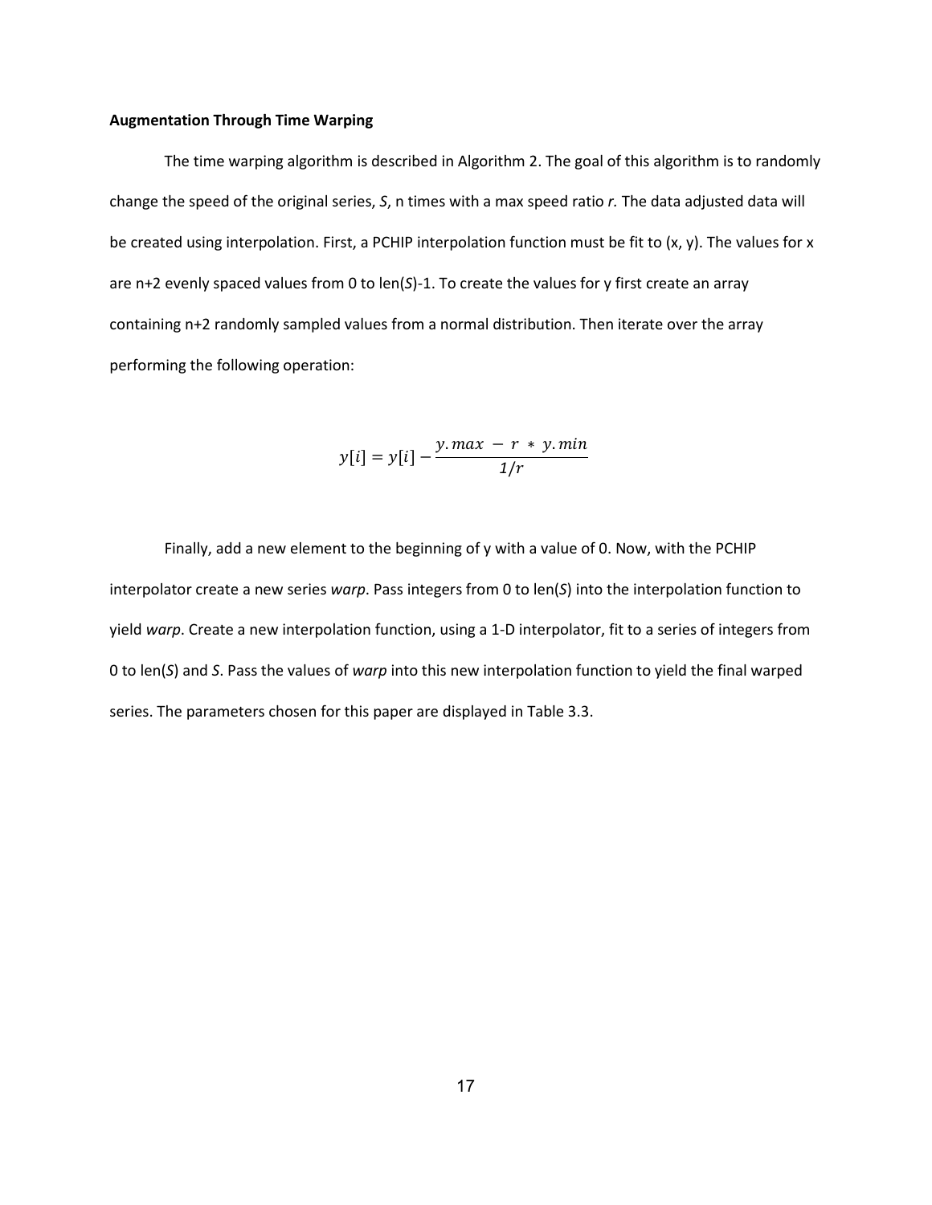**Augmentation Through Time Warping**

The time warping algorithm is described in Algorithm 2. The goal of this algorithm is to randomly change the speed of the original series, *S*, n times with a max speed ratio *r.* The data adjusted data will be created using interpolation. First, a PCHIP interpolation function must be fit to (x, y). The values for x are n+2 evenly spaced values from 0 to len(*S*)-1. To create the values for y first create an array containing n+2 randomly sampled values from a normal distribution. Then iterate over the array performing the following operation:

$$y[i] = y[i] - \frac{y.max \; - \; r \; * \; y.min}{1/r}$$

Finally, add a new element to the beginning of y with a value of 0. Now, with the PCHIP interpolator create a new series *warp*. Pass integers from 0 to len(*S*) into the interpolation function to yield *warp*. Create a new interpolation function, using a 1-D interpolator, fit to a series of integers from 0 to len(*S*) and *S*. Pass the values of *warp* into this new interpolation function to yield the final warped series. The parameters chosen for this paper are displayed in Table 3.3.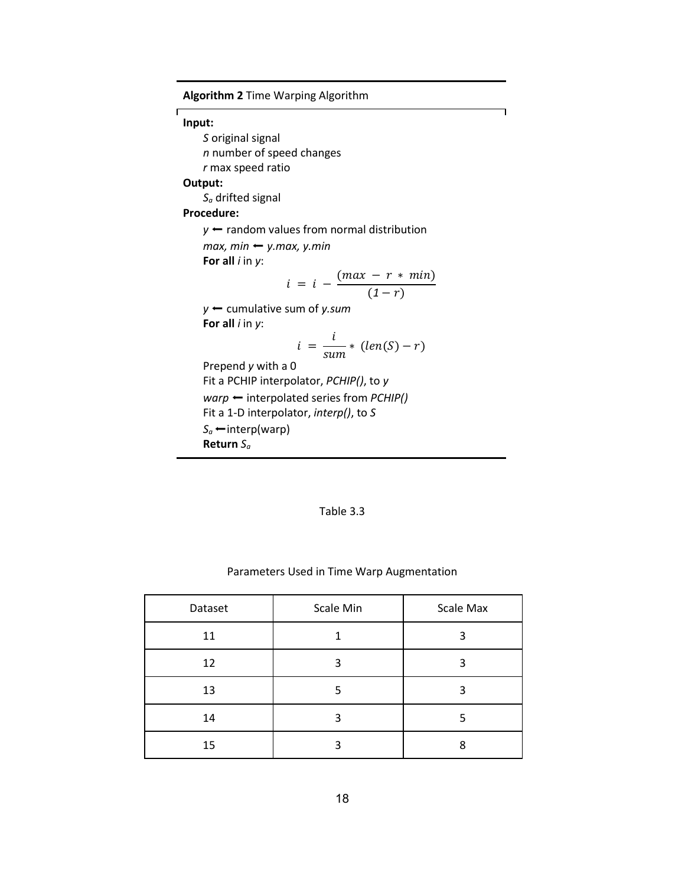**Algorithm 2** Time Warping Algorithm

**Input:**

*S* original signal
*n* number of speed changes
*r* max speed ratio

**Output:**

$S_a$ drifted signal

**Procedure:**

*y* ← random values from normal distribution
*max, min* ← *y.max, y.min*
**For all** *i* in *y*:

$$i = i - \frac{(max - r * min)}{(1 - r)}$$

*y* ← cumulative sum of *y.sum*
**For all** *i* in *y*:

$$i = \frac{i}{sum} * (len(S) - r)$$

Prepend *y* with a 0
Fit a PCHIP interpolator, *PCHIP()*, to *y*
*warp* ← interpolated series from *PCHIP()*
Fit a 1-D interpolator, *interp()*, to *S*
$S_a$ ←interp(warp)
**Return** $S_a$

Table 3.3

Parameters Used in Time Warp Augmentation

| Dataset | Scale Min | Scale Max |
|---|---|---|
| 11 | 1 | 3 |
| 12 | 3 | 3 |
| 13 | 5 | 3 |
| 14 | 3 | 5 |
| 15 | 3 | 8 |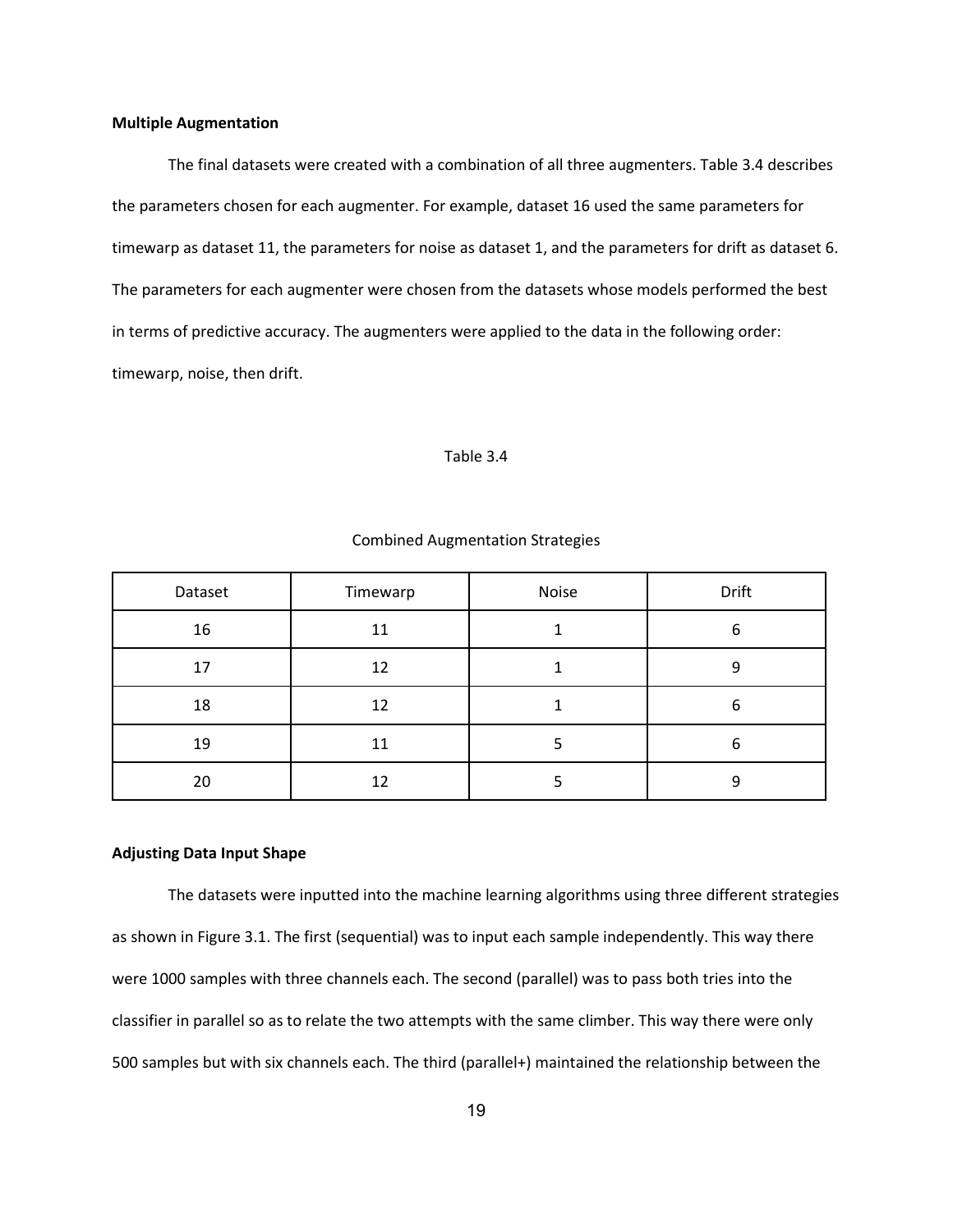**Multiple Augmentation**

The final datasets were created with a combination of all three augmenters. Table 3.4 describes the parameters chosen for each augmenter. For example, dataset 16 used the same parameters for timewarp as dataset 11, the parameters for noise as dataset 1, and the parameters for drift as dataset 6. The parameters for each augmenter were chosen from the datasets whose models performed the best in terms of predictive accuracy. The augmenters were applied to the data in the following order: timewarp, noise, then drift.

Table 3.4

Combined Augmentation Strategies

| Dataset | Timewarp | Noise | Drift |
|---|---|---|---|
| 16 | 11 | 1 | 6 |
| 17 | 12 | 1 | 9 |
| 18 | 12 | 1 | 6 |
| 19 | 11 | 5 | 6 |
| 20 | 12 | 5 | 9 |

**Adjusting Data Input Shape**

The datasets were inputted into the machine learning algorithms using three different strategies as shown in Figure 3.1. The first (sequential) was to input each sample independently. This way there were 1000 samples with three channels each. The second (parallel) was to pass both tries into the classifier in parallel so as to relate the two attempts with the same climber. This way there were only 500 samples but with six channels each. The third (parallel+) maintained the relationship between the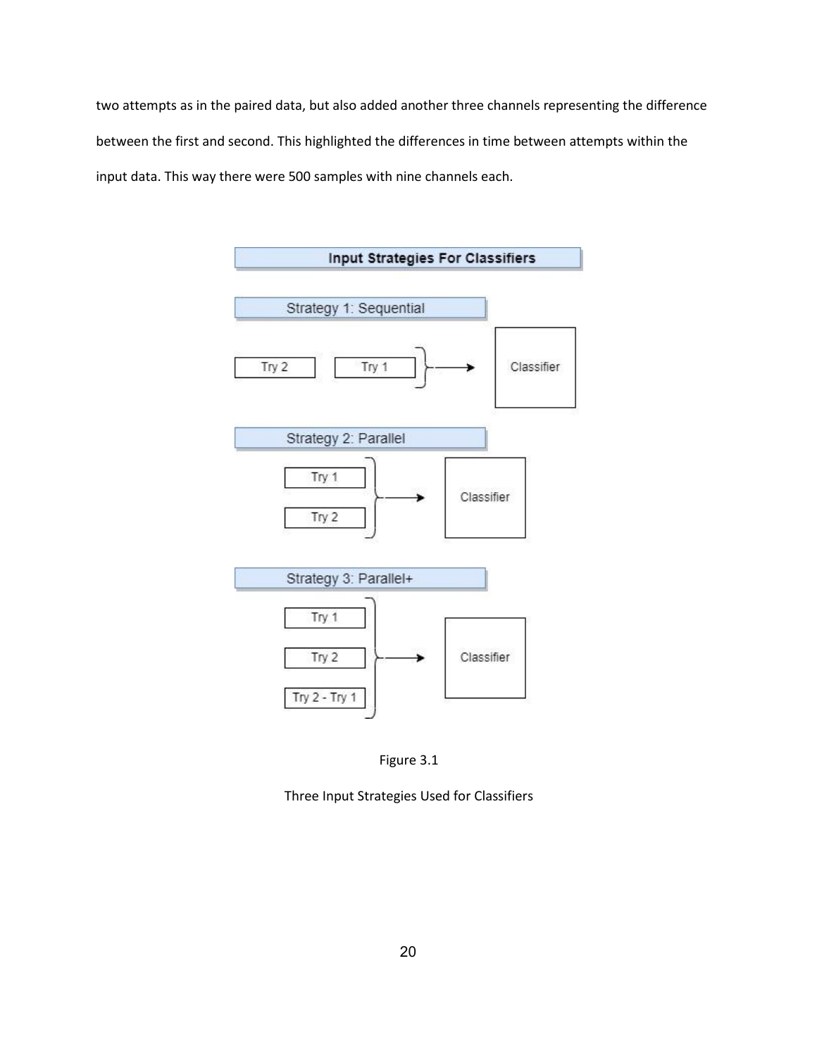two attempts as in the paired data, but also added another three channels representing the difference between the first and second. This highlighted the differences in time between attempts within the input data. This way there were 500 samples with nine channels each.

Figure 3.1

Three Input Strategies Used for Classifiers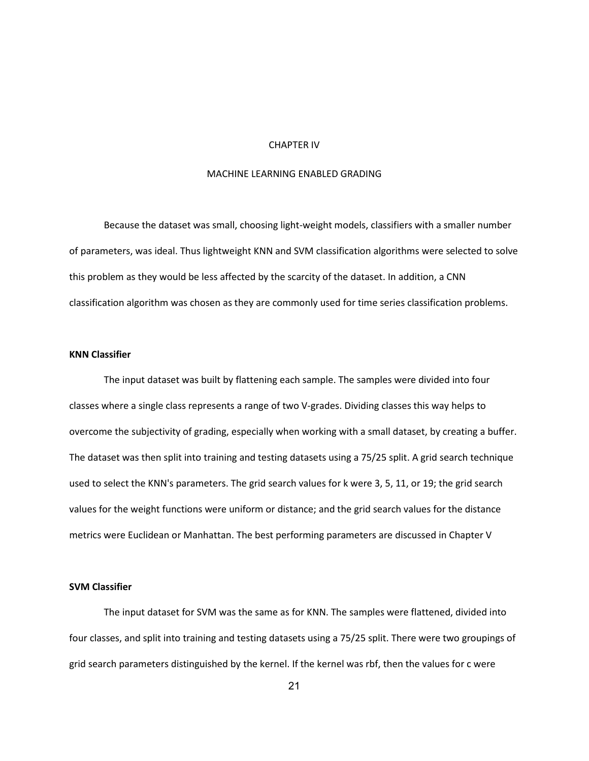# CHAPTER IV

# MACHINE LEARNING ENABLED GRADING

Because the dataset was small, choosing light-weight models, classifiers with a smaller number of parameters, was ideal. Thus lightweight KNN and SVM classification algorithms were selected to solve this problem as they would be less affected by the scarcity of the dataset. In addition, a CNN classification algorithm was chosen as they are commonly used for time series classification problems.

## KNN Classifier

The input dataset was built by flattening each sample. The samples were divided into four classes where a single class represents a range of two V-grades. Dividing classes this way helps to overcome the subjectivity of grading, especially when working with a small dataset, by creating a buffer. The dataset was then split into training and testing datasets using a 75/25 split. A grid search technique used to select the KNN's parameters. The grid search values for k were 3, 5, 11, or 19; the grid search values for the weight functions were uniform or distance; and the grid search values for the distance metrics were Euclidean or Manhattan. The best performing parameters are discussed in Chapter V

## SVM Classifier

The input dataset for SVM was the same as for KNN. The samples were flattened, divided into four classes, and split into training and testing datasets using a 75/25 split. There were two groupings of grid search parameters distinguished by the kernel. If the kernel was rbf, then the values for c were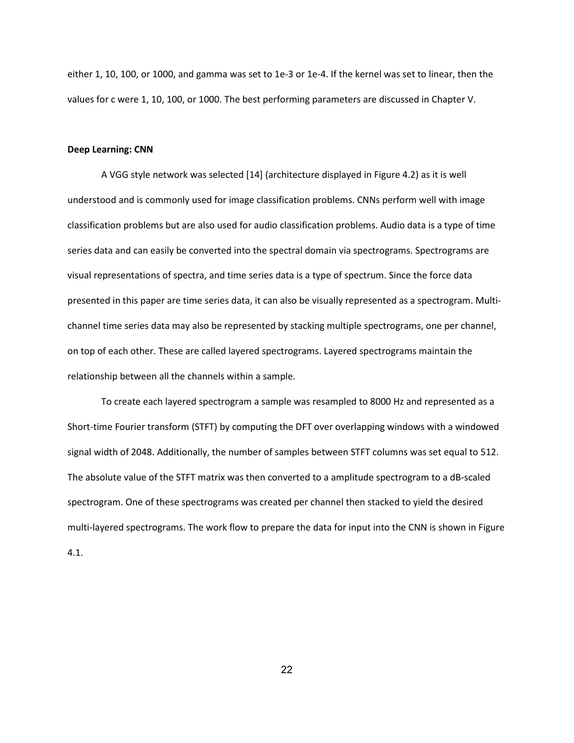either 1, 10, 100, or 1000, and gamma was set to 1e-3 or 1e-4. If the kernel was set to linear, then the values for c were 1, 10, 100, or 1000. The best performing parameters are discussed in Chapter V.

**Deep Learning: CNN**

A VGG style network was selected [14] (architecture displayed in Figure 4.2) as it is well understood and is commonly used for image classification problems. CNNs perform well with image classification problems but are also used for audio classification problems. Audio data is a type of time series data and can easily be converted into the spectral domain via spectrograms. Spectrograms are visual representations of spectra, and time series data is a type of spectrum. Since the force data presented in this paper are time series data, it can also be visually represented as a spectrogram. Multi-channel time series data may also be represented by stacking multiple spectrograms, one per channel, on top of each other. These are called layered spectrograms. Layered spectrograms maintain the relationship between all the channels within a sample.

To create each layered spectrogram a sample was resampled to 8000 Hz and represented as a Short-time Fourier transform (STFT) by computing the DFT over overlapping windows with a windowed signal width of 2048. Additionally, the number of samples between STFT columns was set equal to 512. The absolute value of the STFT matrix was then converted to a amplitude spectrogram to a dB-scaled spectrogram. One of these spectrograms was created per channel then stacked to yield the desired multi-layered spectrograms. The work flow to prepare the data for input into the CNN is shown in Figure 4.1.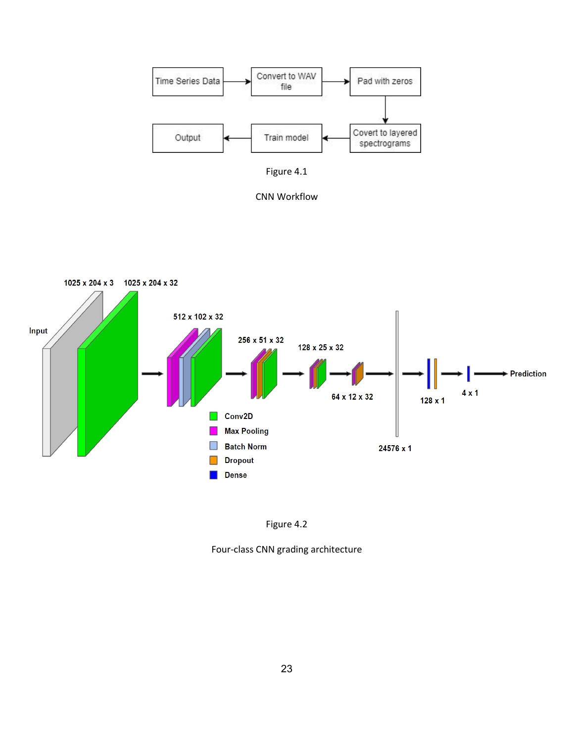Figure 4.1

CNN Workflow

Figure 4.2

Four-class CNN grading architecture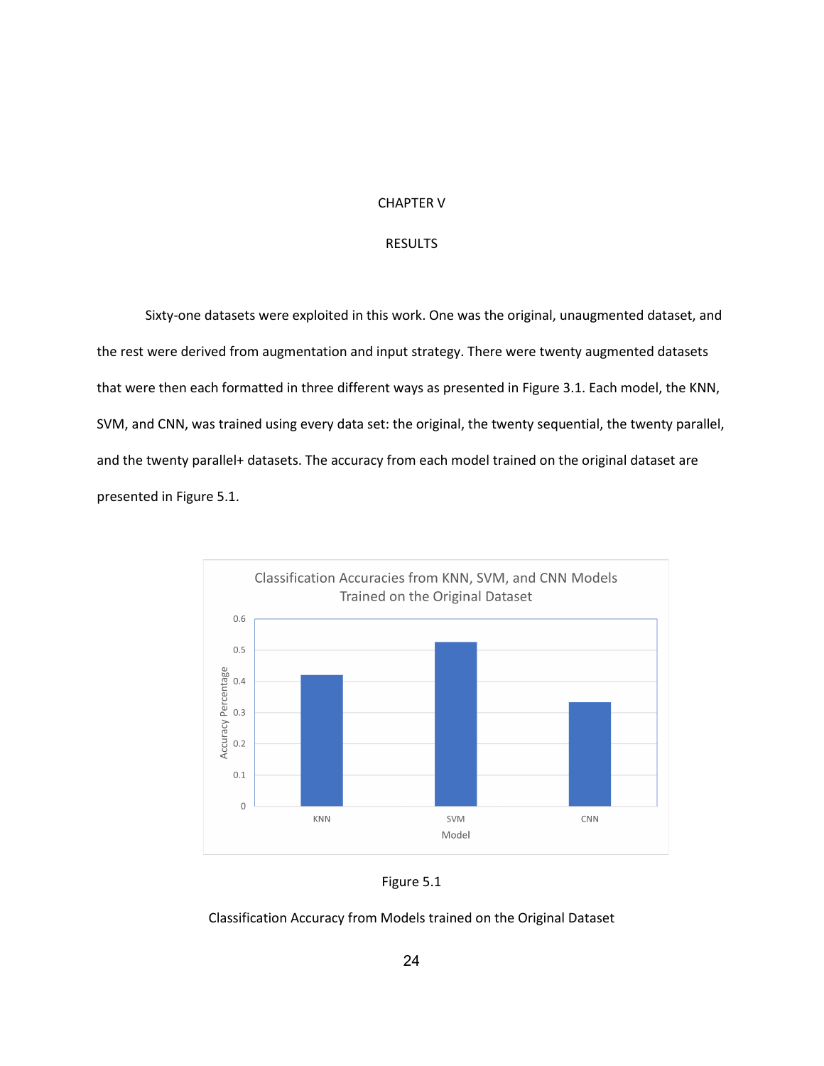# CHAPTER V

## RESULTS

Sixty-one datasets were exploited in this work. One was the original, unaugmented dataset, and the rest were derived from augmentation and input strategy. There were twenty augmented datasets that were then each formatted in three different ways as presented in Figure 3.1. Each model, the KNN, SVM, and CNN, was trained using every data set: the original, the twenty sequential, the twenty parallel, and the twenty parallel+ datasets. The accuracy from each model trained on the original dataset are presented in Figure 5.1.

Figure 5.1

Classification Accuracy from Models trained on the Original Dataset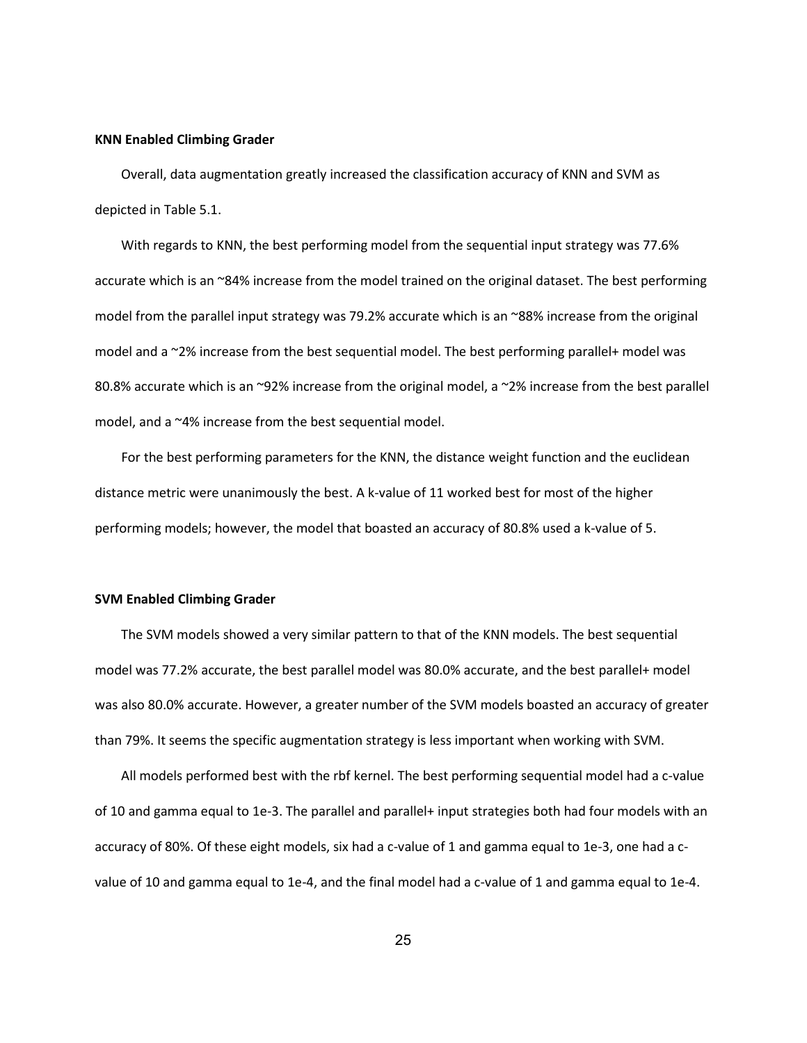**KNN Enabled Climbing Grader**

Overall, data augmentation greatly increased the classification accuracy of KNN and SVM as depicted in Table 5.1.

With regards to KNN, the best performing model from the sequential input strategy was 77.6% accurate which is an ~84% increase from the model trained on the original dataset. The best performing model from the parallel input strategy was 79.2% accurate which is an ~88% increase from the original model and a ~2% increase from the best sequential model. The best performing parallel+ model was 80.8% accurate which is an ~92% increase from the original model, a ~2% increase from the best parallel model, and a ~4% increase from the best sequential model.

For the best performing parameters for the KNN, the distance weight function and the euclidean distance metric were unanimously the best. A k-value of 11 worked best for most of the higher performing models; however, the model that boasted an accuracy of 80.8% used a k-value of 5.

**SVM Enabled Climbing Grader**

The SVM models showed a very similar pattern to that of the KNN models. The best sequential model was 77.2% accurate, the best parallel model was 80.0% accurate, and the best parallel+ model was also 80.0% accurate. However, a greater number of the SVM models boasted an accuracy of greater than 79%. It seems the specific augmentation strategy is less important when working with SVM.

All models performed best with the rbf kernel. The best performing sequential model had a c-value of 10 and gamma equal to 1e-3. The parallel and parallel+ input strategies both had four models with an accuracy of 80%. Of these eight models, six had a c-value of 1 and gamma equal to 1e-3, one had a c-value of 10 and gamma equal to 1e-4, and the final model had a c-value of 1 and gamma equal to 1e-4.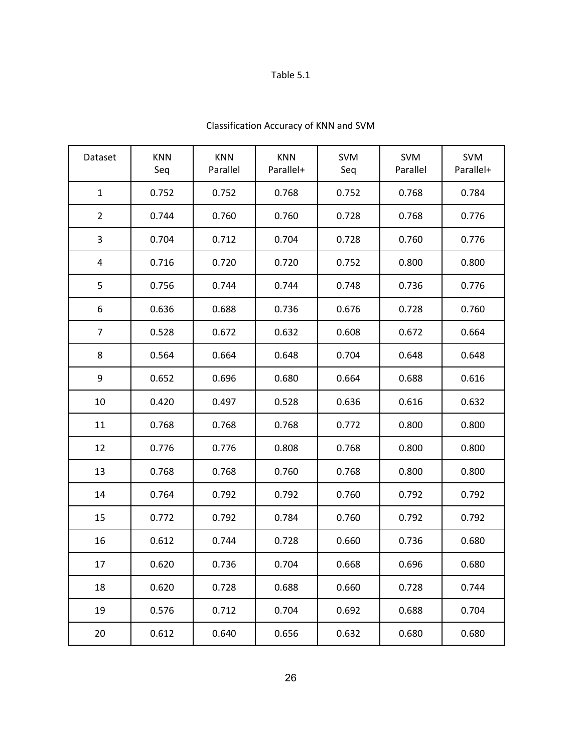Table 5.1

Classification Accuracy of KNN and SVM

| Dataset | KNN Seq | KNN Parallel | KNN Parallel+ | SVM Seq | SVM Parallel | SVM Parallel+ |
|---|---|---|---|---|---|---|
| 1 | 0.752 | 0.752 | 0.768 | 0.752 | 0.768 | 0.784 |
| 2 | 0.744 | 0.760 | 0.760 | 0.728 | 0.768 | 0.776 |
| 3 | 0.704 | 0.712 | 0.704 | 0.728 | 0.760 | 0.776 |
| 4 | 0.716 | 0.720 | 0.720 | 0.752 | 0.800 | 0.800 |
| 5 | 0.756 | 0.744 | 0.744 | 0.748 | 0.736 | 0.776 |
| 6 | 0.636 | 0.688 | 0.736 | 0.676 | 0.728 | 0.760 |
| 7 | 0.528 | 0.672 | 0.632 | 0.608 | 0.672 | 0.664 |
| 8 | 0.564 | 0.664 | 0.648 | 0.704 | 0.648 | 0.648 |
| 9 | 0.652 | 0.696 | 0.680 | 0.664 | 0.688 | 0.616 |
| 10 | 0.420 | 0.497 | 0.528 | 0.636 | 0.616 | 0.632 |
| 11 | 0.768 | 0.768 | 0.768 | 0.772 | 0.800 | 0.800 |
| 12 | 0.776 | 0.776 | 0.808 | 0.768 | 0.800 | 0.800 |
| 13 | 0.768 | 0.768 | 0.760 | 0.768 | 0.800 | 0.800 |
| 14 | 0.764 | 0.792 | 0.792 | 0.760 | 0.792 | 0.792 |
| 15 | 0.772 | 0.792 | 0.784 | 0.760 | 0.792 | 0.792 |
| 16 | 0.612 | 0.744 | 0.728 | 0.660 | 0.736 | 0.680 |
| 17 | 0.620 | 0.736 | 0.704 | 0.668 | 0.696 | 0.680 |
| 18 | 0.620 | 0.728 | 0.688 | 0.660 | 0.728 | 0.744 |
| 19 | 0.576 | 0.712 | 0.704 | 0.692 | 0.688 | 0.704 |
| 20 | 0.612 | 0.640 | 0.656 | 0.632 | 0.680 | 0.680 |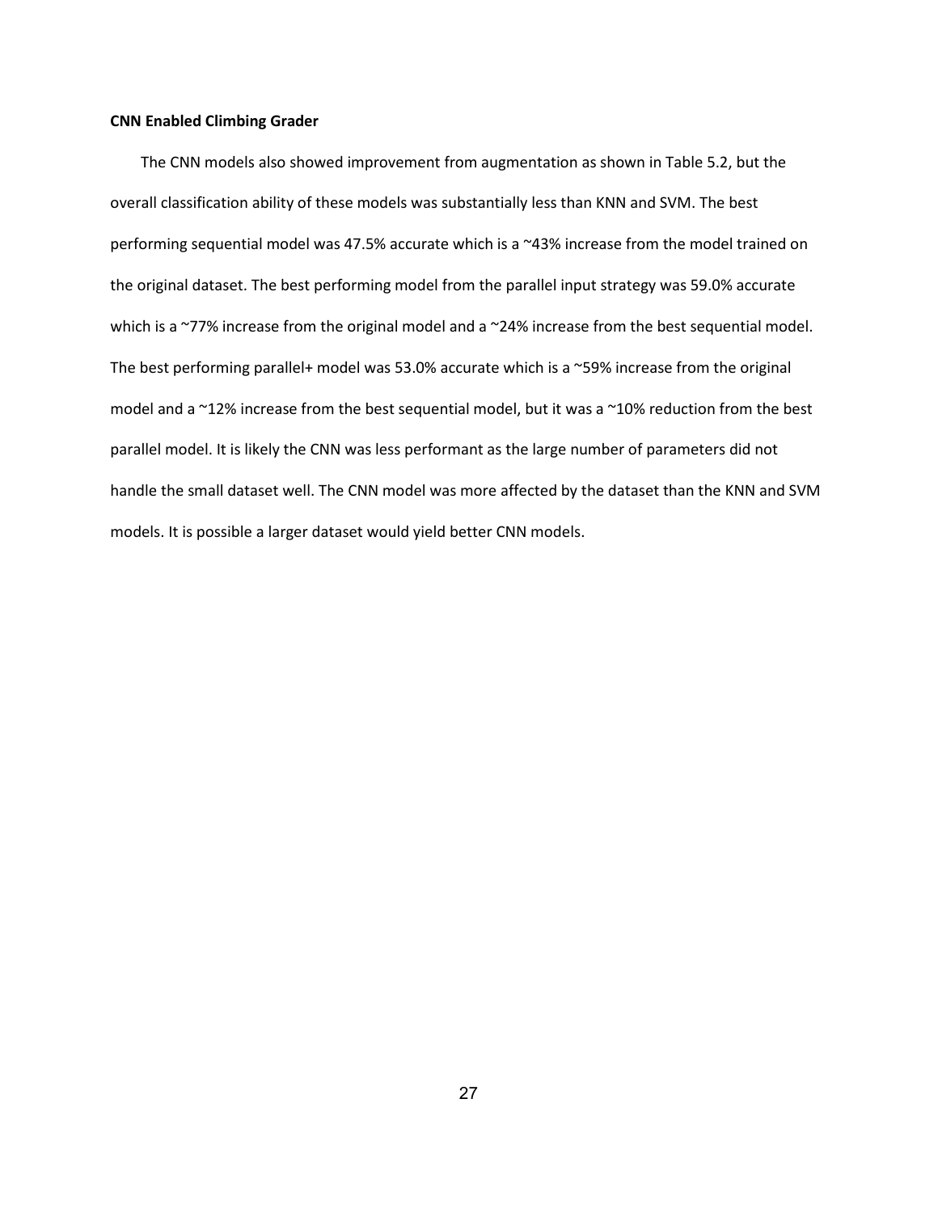**CNN Enabled Climbing Grader**

The CNN models also showed improvement from augmentation as shown in Table 5.2, but the overall classification ability of these models was substantially less than KNN and SVM. The best performing sequential model was 47.5% accurate which is a ~43% increase from the model trained on the original dataset. The best performing model from the parallel input strategy was 59.0% accurate which is a ~77% increase from the original model and a ~24% increase from the best sequential model. The best performing parallel+ model was 53.0% accurate which is a ~59% increase from the original model and a ~12% increase from the best sequential model, but it was a ~10% reduction from the best parallel model. It is likely the CNN was less performant as the large number of parameters did not handle the small dataset well. The CNN model was more affected by the dataset than the KNN and SVM models. It is possible a larger dataset would yield better CNN models.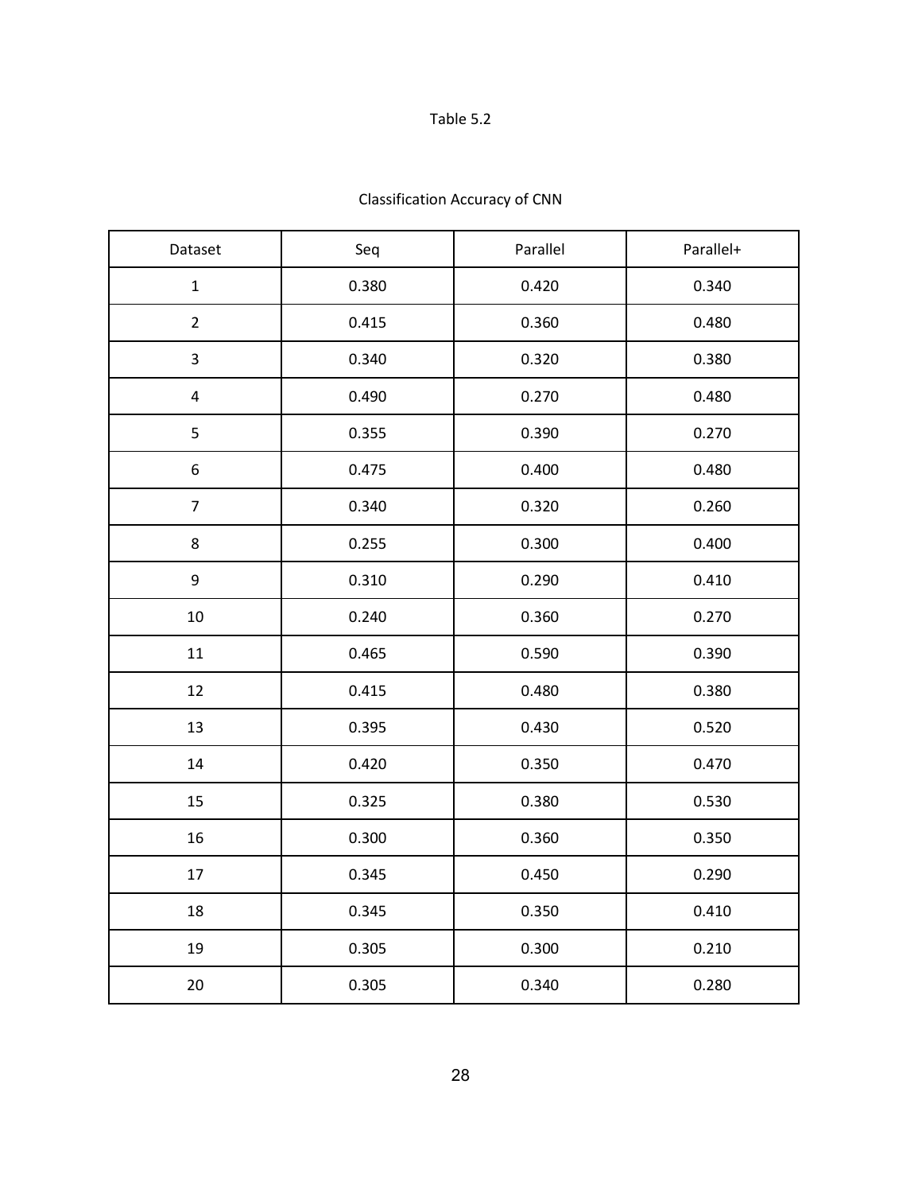Table 5.2

Classification Accuracy of CNN

| Dataset | Seq | Parallel | Parallel+ |
|---|---|---|---|
| 1 | 0.380 | 0.420 | 0.340 |
| 2 | 0.415 | 0.360 | 0.480 |
| 3 | 0.340 | 0.320 | 0.380 |
| 4 | 0.490 | 0.270 | 0.480 |
| 5 | 0.355 | 0.390 | 0.270 |
| 6 | 0.475 | 0.400 | 0.480 |
| 7 | 0.340 | 0.320 | 0.260 |
| 8 | 0.255 | 0.300 | 0.400 |
| 9 | 0.310 | 0.290 | 0.410 |
| 10 | 0.240 | 0.360 | 0.270 |
| 11 | 0.465 | 0.590 | 0.390 |
| 12 | 0.415 | 0.480 | 0.380 |
| 13 | 0.395 | 0.430 | 0.520 |
| 14 | 0.420 | 0.350 | 0.470 |
| 15 | 0.325 | 0.380 | 0.530 |
| 16 | 0.300 | 0.360 | 0.350 |
| 17 | 0.345 | 0.450 | 0.290 |
| 18 | 0.345 | 0.350 | 0.410 |
| 19 | 0.305 | 0.300 | 0.210 |
| 20 | 0.305 | 0.340 | 0.280 |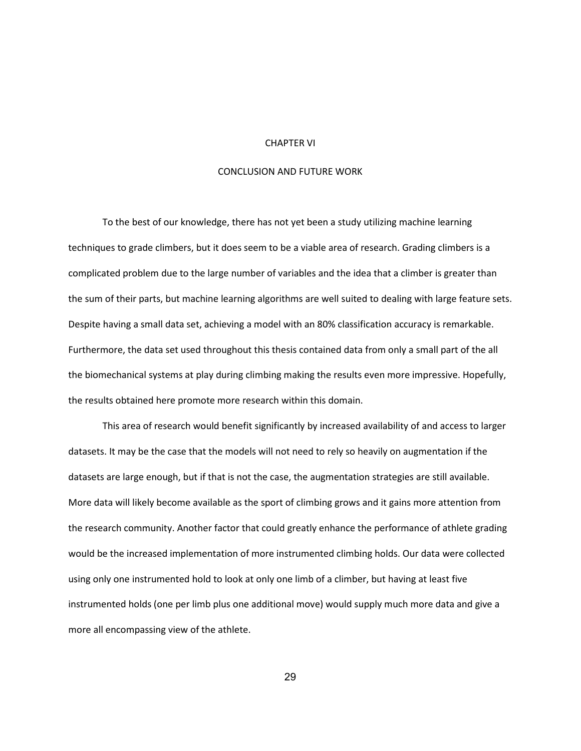# CHAPTER VI

# CONCLUSION AND FUTURE WORK

To the best of our knowledge, there has not yet been a study utilizing machine learning techniques to grade climbers, but it does seem to be a viable area of research. Grading climbers is a complicated problem due to the large number of variables and the idea that a climber is greater than the sum of their parts, but machine learning algorithms are well suited to dealing with large feature sets. Despite having a small data set, achieving a model with an 80% classification accuracy is remarkable. Furthermore, the data set used throughout this thesis contained data from only a small part of the all the biomechanical systems at play during climbing making the results even more impressive. Hopefully, the results obtained here promote more research within this domain.

This area of research would benefit significantly by increased availability of and access to larger datasets. It may be the case that the models will not need to rely so heavily on augmentation if the datasets are large enough, but if that is not the case, the augmentation strategies are still available. More data will likely become available as the sport of climbing grows and it gains more attention from the research community. Another factor that could greatly enhance the performance of athlete grading would be the increased implementation of more instrumented climbing holds. Our data were collected using only one instrumented hold to look at only one limb of a climber, but having at least five instrumented holds (one per limb plus one additional move) would supply much more data and give a more all encompassing view of the athlete.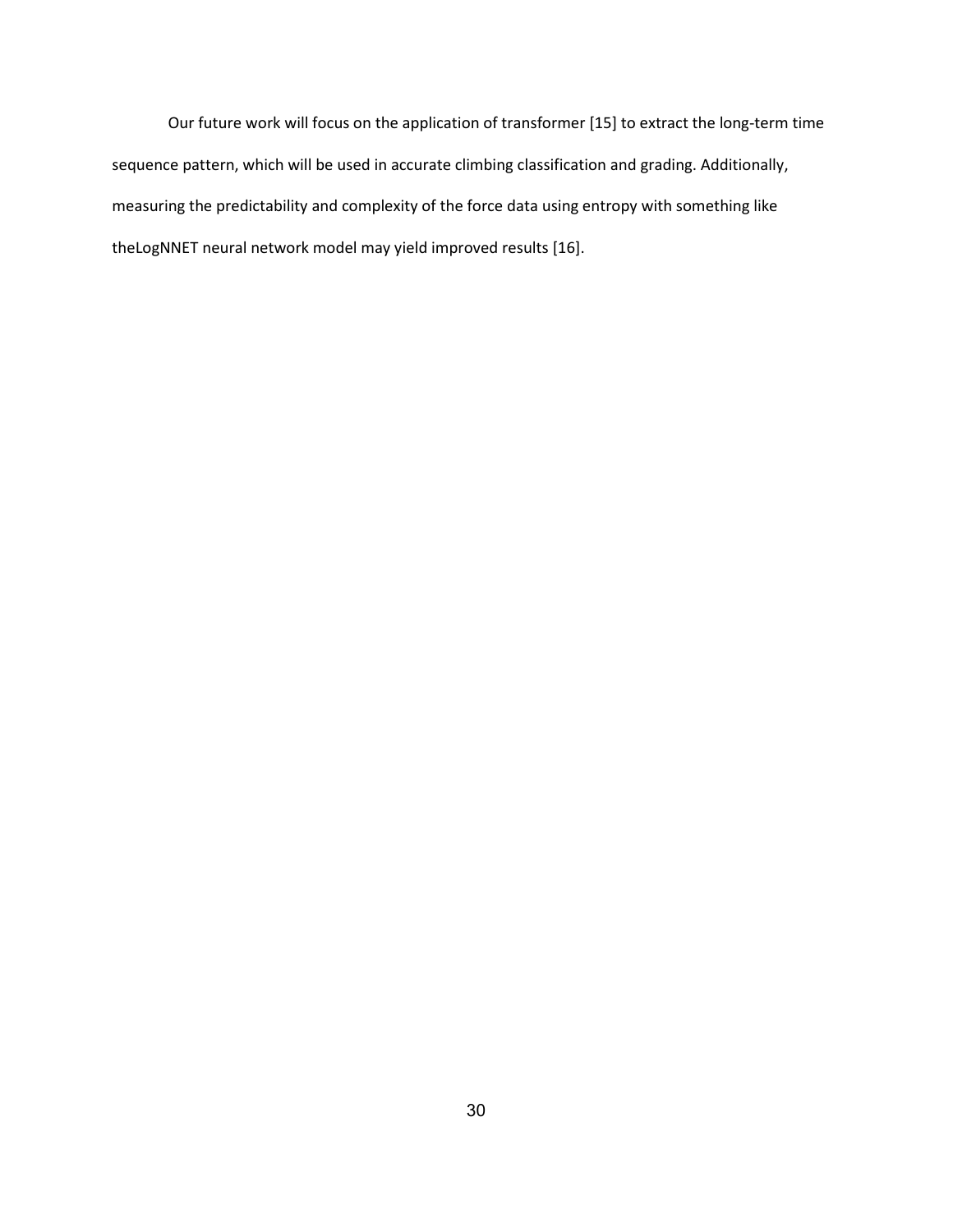Our future work will focus on the application of transformer [15] to extract the long-term time sequence pattern, which will be used in accurate climbing classification and grading. Additionally, measuring the predictability and complexity of the force data using entropy with something like theLogNNET neural network model may yield improved results [16].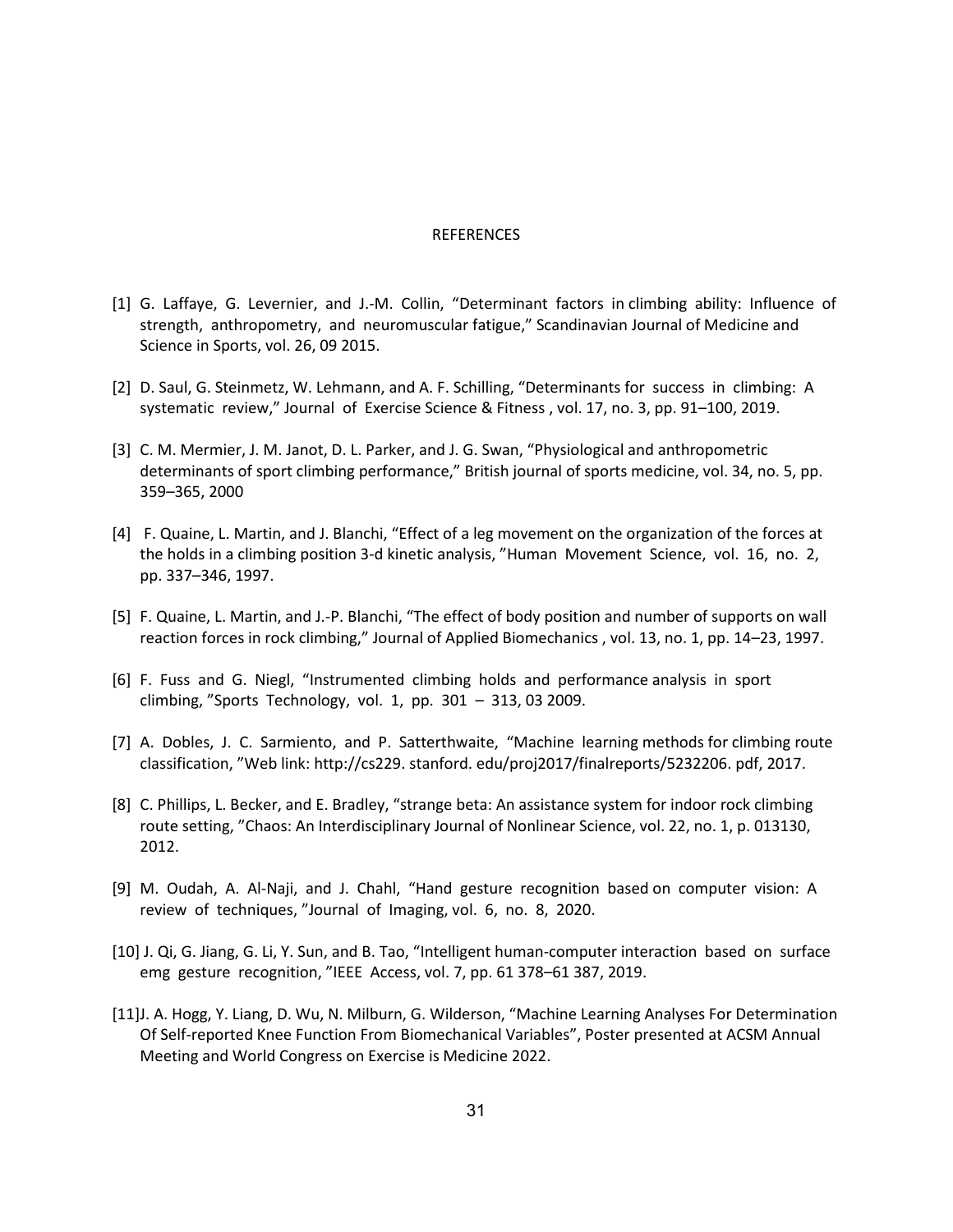# REFERENCES

[1] G. Laffaye, G. Levernier, and J.-M. Collin, "Determinant factors in climbing ability: Influence of strength, anthropometry, and neuromuscular fatigue," Scandinavian Journal of Medicine and Science in Sports, vol. 26, 09 2015.

[2] D. Saul, G. Steinmetz, W. Lehmann, and A. F. Schilling, "Determinants for success in climbing: A systematic review," Journal of Exercise Science & Fitness , vol. 17, no. 3, pp. 91–100, 2019.

[3] C. M. Mermier, J. M. Janot, D. L. Parker, and J. G. Swan, "Physiological and anthropometric determinants of sport climbing performance," British journal of sports medicine, vol. 34, no. 5, pp. 359–365, 2000

[4] F. Quaine, L. Martin, and J. Blanchi, "Effect of a leg movement on the organization of the forces at the holds in a climbing position 3-d kinetic analysis, "Human Movement Science, vol. 16, no. 2, pp. 337–346, 1997.

[5] F. Quaine, L. Martin, and J.-P. Blanchi, "The effect of body position and number of supports on wall reaction forces in rock climbing," Journal of Applied Biomechanics , vol. 13, no. 1, pp. 14–23, 1997.

[6] F. Fuss and G. Niegl, "Instrumented climbing holds and performance analysis in sport climbing, "Sports Technology, vol. 1, pp. 301 – 313, 03 2009.

[7] A. Dobles, J. C. Sarmiento, and P. Satterthwaite, "Machine learning methods for climbing route classification, "Web link: http://cs229. stanford. edu/proj2017/finalreports/5232206. pdf, 2017.

[8] C. Phillips, L. Becker, and E. Bradley, "strange beta: An assistance system for indoor rock climbing route setting, "Chaos: An Interdisciplinary Journal of Nonlinear Science, vol. 22, no. 1, p. 013130, 2012.

[9] M. Oudah, A. Al-Naji, and J. Chahl, "Hand gesture recognition based on computer vision: A review of techniques, "Journal of Imaging, vol. 6, no. 8, 2020.

[10] J. Qi, G. Jiang, G. Li, Y. Sun, and B. Tao, "Intelligent human-computer interaction based on surface emg gesture recognition, "IEEE Access, vol. 7, pp. 61 378–61 387, 2019.

[11] J. A. Hogg, Y. Liang, D. Wu, N. Milburn, G. Wilderson, "Machine Learning Analyses For Determination Of Self-reported Knee Function From Biomechanical Variables", Poster presented at ACSM Annual Meeting and World Congress on Exercise is Medicine 2022.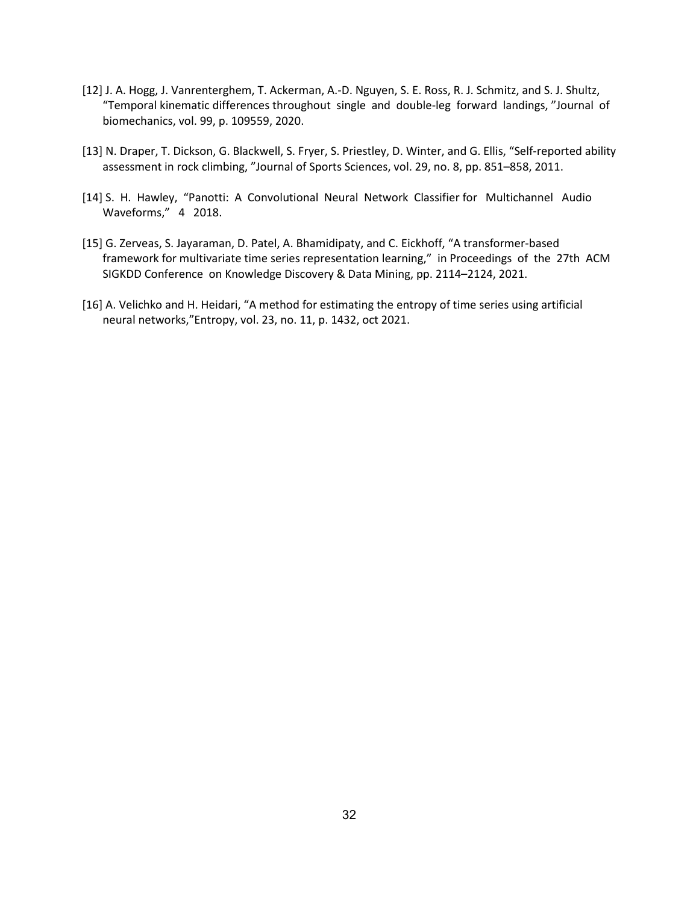[12] J. A. Hogg, J. Vanrenterghem, T. Ackerman, A.-D. Nguyen, S. E. Ross, R. J. Schmitz, and S. J. Shultz, "Temporal kinematic differences throughout single and double-leg forward landings, "Journal of biomechanics, vol. 99, p. 109559, 2020.

[13] N. Draper, T. Dickson, G. Blackwell, S. Fryer, S. Priestley, D. Winter, and G. Ellis, "Self-reported ability assessment in rock climbing, "Journal of Sports Sciences, vol. 29, no. 8, pp. 851–858, 2011.

[14] S. H. Hawley, "Panotti: A Convolutional Neural Network Classifier for Multichannel Audio Waveforms," 4 2018.

[15] G. Zerveas, S. Jayaraman, D. Patel, A. Bhamidipaty, and C. Eickhoff, "A transformer-based framework for multivariate time series representation learning," in Proceedings of the 27th ACM SIGKDD Conference on Knowledge Discovery & Data Mining, pp. 2114–2124, 2021.

[16] A. Velichko and H. Heidari, "A method for estimating the entropy of time series using artificial neural networks,"Entropy, vol. 23, no. 11, p. 1432, oct 2021.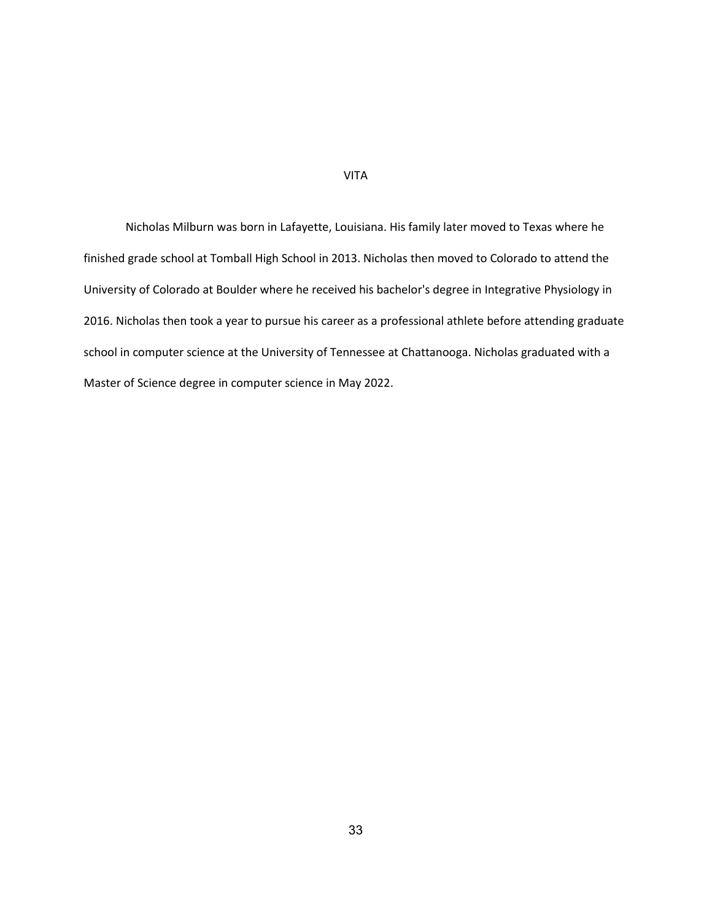# VITA

Nicholas Milburn was born in Lafayette, Louisiana. His family later moved to Texas where he finished grade school at Tomball High School in 2013. Nicholas then moved to Colorado to attend the University of Colorado at Boulder where he received his bachelor's degree in Integrative Physiology in 2016. Nicholas then took a year to pursue his career as a professional athlete before attending graduate school in computer science at the University of Tennessee at Chattanooga. Nicholas graduated with a Master of Science degree in computer science in May 2022.